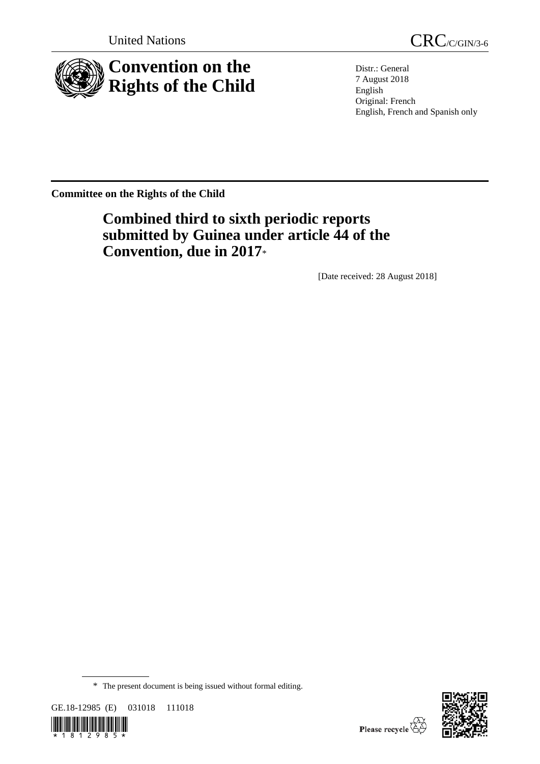United Nations

CRC/C/GIN/3-6

# Convention on the Rights of the Child

Distr.: General
7 August 2018
English
Original: French
English, French and Spanish only

**Committee on the Rights of the Child**

## Combined third to sixth periodic reports submitted by Guinea under article 44 of the Convention, due in 2017*

[Date received: 28 August 2018]

* The present document is being issued without formal editing.

GE.18-12985 (E) 031018 111018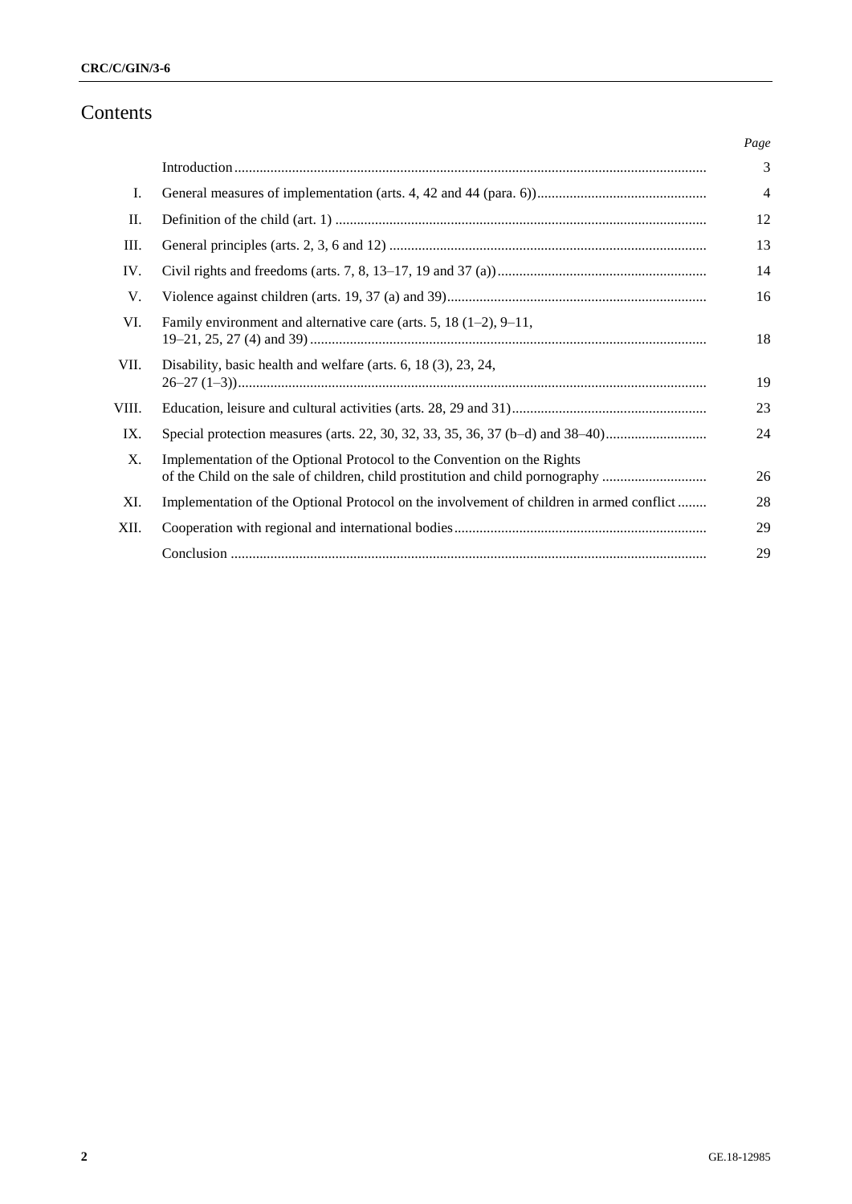# Contents

| | | *Page* |
|---|---|---|
| | Introduction | 3 |
| I. | General measures of implementation (arts. 4, 42 and 44 (para. 6)) | 4 |
| II. | Definition of the child (art. 1) | 12 |
| III. | General principles (arts. 2, 3, 6 and 12) | 13 |
| IV. | Civil rights and freedoms (arts. 7, 8, 13–17, 19 and 37 (a)) | 14 |
| V. | Violence against children (arts. 19, 37 (a) and 39) | 16 |
| VI. | Family environment and alternative care (arts. 5, 18 (1–2), 9–11, 19–21, 25, 27 (4) and 39) | 18 |
| VII. | Disability, basic health and welfare (arts. 6, 18 (3), 23, 24, 26–27 (1–3)) | 19 |
| VIII. | Education, leisure and cultural activities (arts. 28, 29 and 31) | 23 |
| IX. | Special protection measures (arts. 22, 30, 32, 33, 35, 36, 37 (b–d) and 38–40) | 24 |
| X. | Implementation of the Optional Protocol to the Convention on the Rights of the Child on the sale of children, child prostitution and child pornography | 26 |
| XI. | Implementation of the Optional Protocol on the involvement of children in armed conflict | 28 |
| XII. | Cooperation with regional and international bodies | 29 |
| | Conclusion | 29 |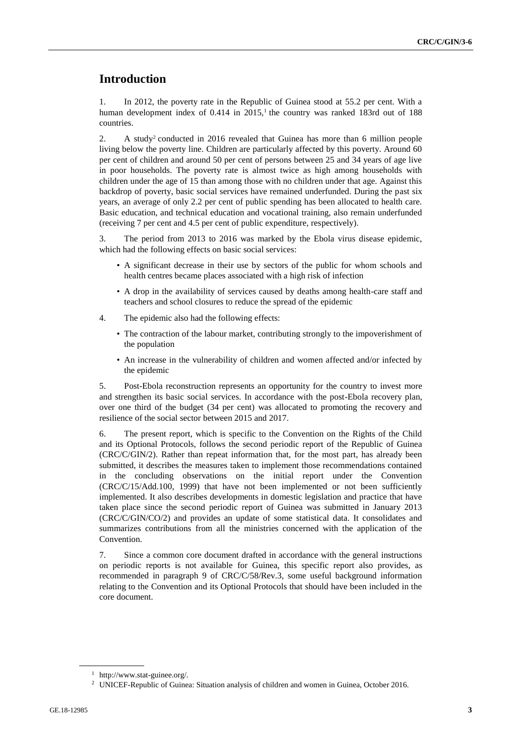# Introduction

1. In 2012, the poverty rate in the Republic of Guinea stood at 55.2 per cent. With a human development index of 0.414 in 2015,[1] the country was ranked 183rd out of 188 countries.

2. A study[2] conducted in 2016 revealed that Guinea has more than 6 million people living below the poverty line. Children are particularly affected by this poverty. Around 60 per cent of children and around 50 per cent of persons between 25 and 34 years of age live in poor households. The poverty rate is almost twice as high among households with children under the age of 15 than among those with no children under that age. Against this backdrop of poverty, basic social services have remained underfunded. During the past six years, an average of only 2.2 per cent of public spending has been allocated to health care. Basic education, and technical education and vocational training, also remain underfunded (receiving 7 per cent and 4.5 per cent of public expenditure, respectively).

3. The period from 2013 to 2016 was marked by the Ebola virus disease epidemic, which had the following effects on basic social services:

- A significant decrease in their use by sectors of the public for whom schools and health centres became places associated with a high risk of infection
- A drop in the availability of services caused by deaths among health-care staff and teachers and school closures to reduce the spread of the epidemic

4. The epidemic also had the following effects:

- The contraction of the labour market, contributing strongly to the impoverishment of the population
- An increase in the vulnerability of children and women affected and/or infected by the epidemic

5. Post-Ebola reconstruction represents an opportunity for the country to invest more and strengthen its basic social services. In accordance with the post-Ebola recovery plan, over one third of the budget (34 per cent) was allocated to promoting the recovery and resilience of the social sector between 2015 and 2017.

6. The present report, which is specific to the Convention on the Rights of the Child and its Optional Protocols, follows the second periodic report of the Republic of Guinea (CRC/C/GIN/2). Rather than repeat information that, for the most part, has already been submitted, it describes the measures taken to implement those recommendations contained in the concluding observations on the initial report under the Convention (CRC/C/15/Add.100, 1999) that have not been implemented or not been sufficiently implemented. It also describes developments in domestic legislation and practice that have taken place since the second periodic report of Guinea was submitted in January 2013 (CRC/C/GIN/CO/2) and provides an update of some statistical data. It consolidates and summarizes contributions from all the ministries concerned with the application of the Convention.

7. Since a common core document drafted in accordance with the general instructions on periodic reports is not available for Guinea, this specific report also provides, as recommended in paragraph 9 of CRC/C/58/Rev.3, some useful background information relating to the Convention and its Optional Protocols that should have been included in the core document.

---

[1] http://www.stat-guinee.org/.

[2] UNICEF-Republic of Guinea: Situation analysis of children and women in Guinea, October 2016.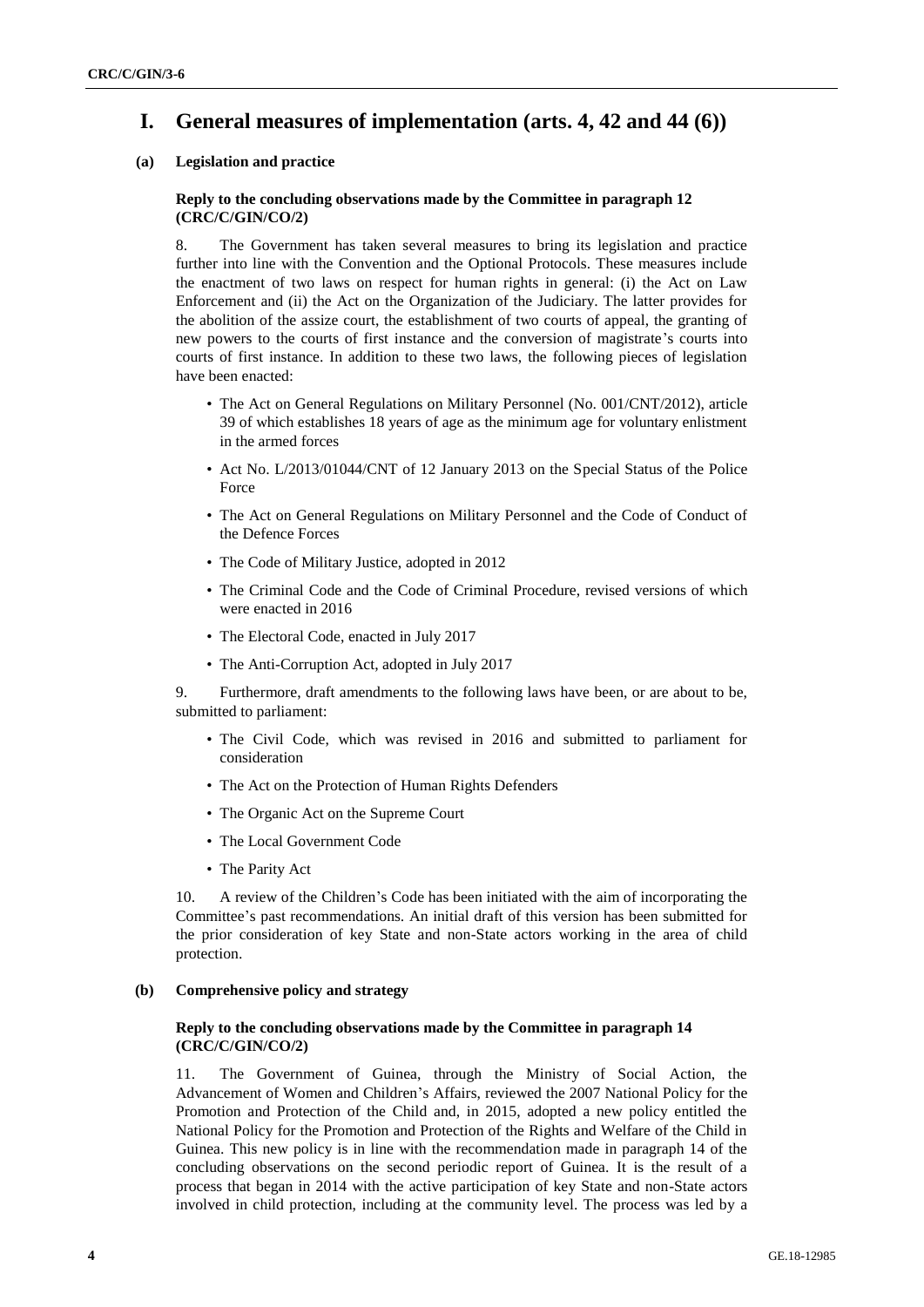# I. General measures of implementation (arts. 4, 42 and 44 (6))

### (a) Legislation and practice

#### Reply to the concluding observations made by the Committee in paragraph 12 (CRC/C/GIN/CO/2)

8. The Government has taken several measures to bring its legislation and practice further into line with the Convention and the Optional Protocols. These measures include the enactment of two laws on respect for human rights in general: (i) the Act on Law Enforcement and (ii) the Act on the Organization of the Judiciary. The latter provides for the abolition of the assize court, the establishment of two courts of appeal, the granting of new powers to the courts of first instance and the conversion of magistrate's courts into courts of first instance. In addition to these two laws, the following pieces of legislation have been enacted:

- The Act on General Regulations on Military Personnel (No. 001/CNT/2012), article 39 of which establishes 18 years of age as the minimum age for voluntary enlistment in the armed forces
- Act No. L/2013/01044/CNT of 12 January 2013 on the Special Status of the Police Force
- The Act on General Regulations on Military Personnel and the Code of Conduct of the Defence Forces
- The Code of Military Justice, adopted in 2012
- The Criminal Code and the Code of Criminal Procedure, revised versions of which were enacted in 2016
- The Electoral Code, enacted in July 2017
- The Anti-Corruption Act, adopted in July 2017

9. Furthermore, draft amendments to the following laws have been, or are about to be, submitted to parliament:

- The Civil Code, which was revised in 2016 and submitted to parliament for consideration
- The Act on the Protection of Human Rights Defenders
- The Organic Act on the Supreme Court
- The Local Government Code
- The Parity Act

10. A review of the Children's Code has been initiated with the aim of incorporating the Committee's past recommendations. An initial draft of this version has been submitted for the prior consideration of key State and non-State actors working in the area of child protection.

### (b) Comprehensive policy and strategy

#### Reply to the concluding observations made by the Committee in paragraph 14 (CRC/C/GIN/CO/2)

11. The Government of Guinea, through the Ministry of Social Action, the Advancement of Women and Children's Affairs, reviewed the 2007 National Policy for the Promotion and Protection of the Child and, in 2015, adopted a new policy entitled the National Policy for the Promotion and Protection of the Rights and Welfare of the Child in Guinea. This new policy is in line with the recommendation made in paragraph 14 of the concluding observations on the second periodic report of Guinea. It is the result of a process that began in 2014 with the active participation of key State and non-State actors involved in child protection, including at the community level. The process was led by a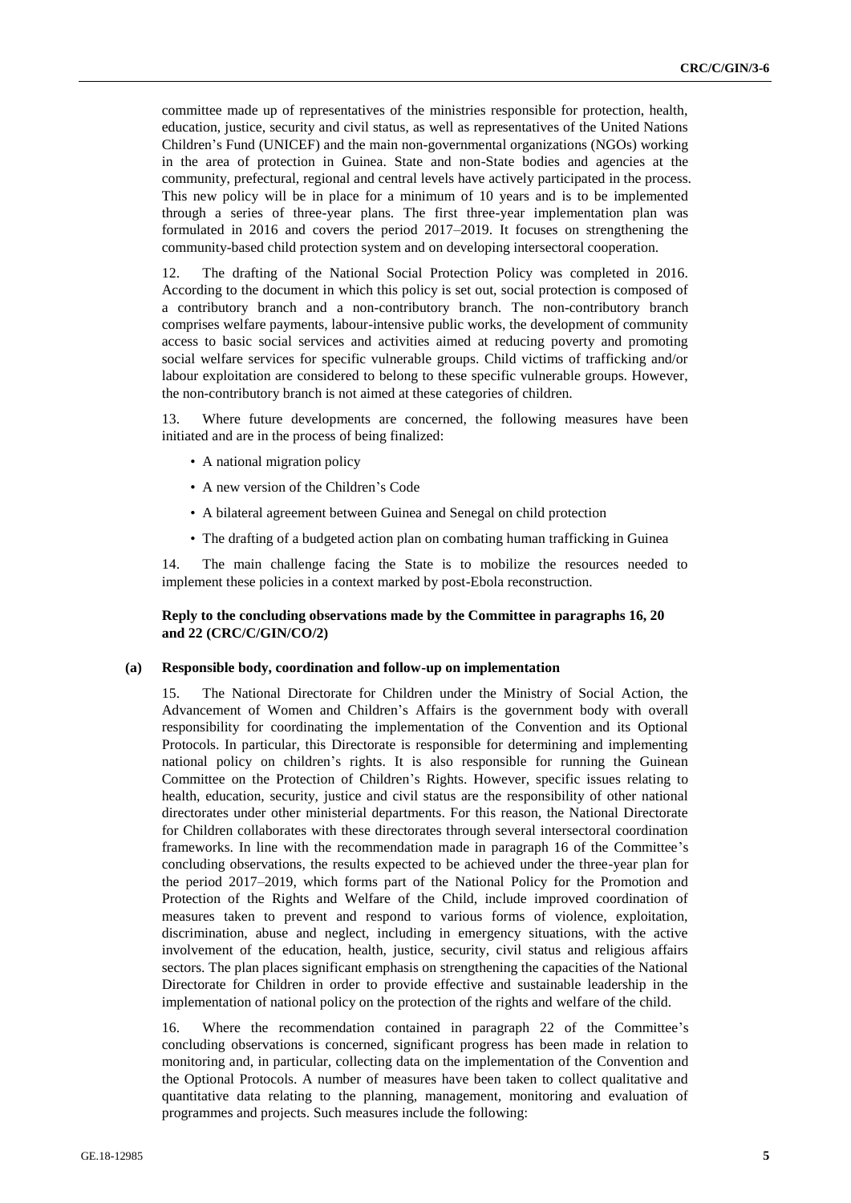committee made up of representatives of the ministries responsible for protection, health, education, justice, security and civil status, as well as representatives of the United Nations Children's Fund (UNICEF) and the main non-governmental organizations (NGOs) working in the area of protection in Guinea. State and non-State bodies and agencies at the community, prefectural, regional and central levels have actively participated in the process. This new policy will be in place for a minimum of 10 years and is to be implemented through a series of three-year plans. The first three-year implementation plan was formulated in 2016 and covers the period 2017–2019. It focuses on strengthening the community-based child protection system and on developing intersectoral cooperation.

12. The drafting of the National Social Protection Policy was completed in 2016. According to the document in which this policy is set out, social protection is composed of a contributory branch and a non-contributory branch. The non-contributory branch comprises welfare payments, labour-intensive public works, the development of community access to basic social services and activities aimed at reducing poverty and promoting social welfare services for specific vulnerable groups. Child victims of trafficking and/or labour exploitation are considered to belong to these specific vulnerable groups. However, the non-contributory branch is not aimed at these categories of children.

13. Where future developments are concerned, the following measures have been initiated and are in the process of being finalized:

- A national migration policy
- A new version of the Children's Code
- A bilateral agreement between Guinea and Senegal on child protection
- The drafting of a budgeted action plan on combating human trafficking in Guinea

14. The main challenge facing the State is to mobilize the resources needed to implement these policies in a context marked by post-Ebola reconstruction.

### Reply to the concluding observations made by the Committee in paragraphs 16, 20 and 22 (CRC/C/GIN/CO/2)

#### (a) Responsible body, coordination and follow-up on implementation

15. The National Directorate for Children under the Ministry of Social Action, the Advancement of Women and Children's Affairs is the government body with overall responsibility for coordinating the implementation of the Convention and its Optional Protocols. In particular, this Directorate is responsible for determining and implementing national policy on children's rights. It is also responsible for running the Guinean Committee on the Protection of Children's Rights. However, specific issues relating to health, education, security, justice and civil status are the responsibility of other national directorates under other ministerial departments. For this reason, the National Directorate for Children collaborates with these directorates through several intersectoral coordination frameworks. In line with the recommendation made in paragraph 16 of the Committee's concluding observations, the results expected to be achieved under the three-year plan for the period 2017–2019, which forms part of the National Policy for the Promotion and Protection of the Rights and Welfare of the Child, include improved coordination of measures taken to prevent and respond to various forms of violence, exploitation, discrimination, abuse and neglect, including in emergency situations, with the active involvement of the education, health, justice, security, civil status and religious affairs sectors. The plan places significant emphasis on strengthening the capacities of the National Directorate for Children in order to provide effective and sustainable leadership in the implementation of national policy on the protection of the rights and welfare of the child.

16. Where the recommendation contained in paragraph 22 of the Committee's concluding observations is concerned, significant progress has been made in relation to monitoring and, in particular, collecting data on the implementation of the Convention and the Optional Protocols. A number of measures have been taken to collect qualitative and quantitative data relating to the planning, management, monitoring and evaluation of programmes and projects. Such measures include the following: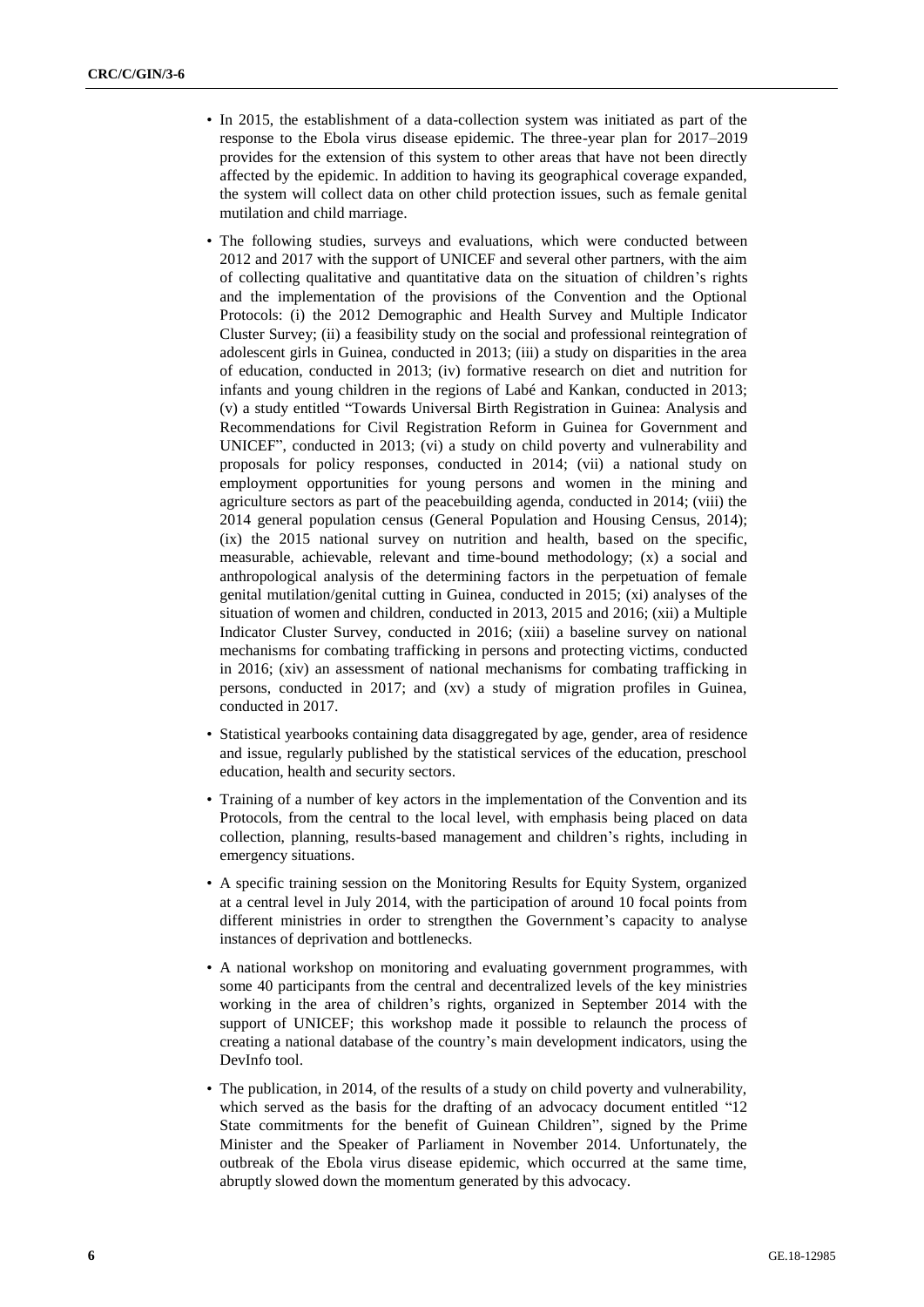- In 2015, the establishment of a data-collection system was initiated as part of the response to the Ebola virus disease epidemic. The three-year plan for 2017–2019 provides for the extension of this system to other areas that have not been directly affected by the epidemic. In addition to having its geographical coverage expanded, the system will collect data on other child protection issues, such as female genital mutilation and child marriage.
- The following studies, surveys and evaluations, which were conducted between 2012 and 2017 with the support of UNICEF and several other partners, with the aim of collecting qualitative and quantitative data on the situation of children's rights and the implementation of the provisions of the Convention and the Optional Protocols: (i) the 2012 Demographic and Health Survey and Multiple Indicator Cluster Survey; (ii) a feasibility study on the social and professional reintegration of adolescent girls in Guinea, conducted in 2013; (iii) a study on disparities in the area of education, conducted in 2013; (iv) formative research on diet and nutrition for infants and young children in the regions of Labé and Kankan, conducted in 2013; (v) a study entitled "Towards Universal Birth Registration in Guinea: Analysis and Recommendations for Civil Registration Reform in Guinea for Government and UNICEF", conducted in 2013; (vi) a study on child poverty and vulnerability and proposals for policy responses, conducted in 2014; (vii) a national study on employment opportunities for young persons and women in the mining and agriculture sectors as part of the peacebuilding agenda, conducted in 2014; (viii) the 2014 general population census (General Population and Housing Census, 2014); (ix) the 2015 national survey on nutrition and health, based on the specific, measurable, achievable, relevant and time-bound methodology; (x) a social and anthropological analysis of the determining factors in the perpetuation of female genital mutilation/genital cutting in Guinea, conducted in 2015; (xi) analyses of the situation of women and children, conducted in 2013, 2015 and 2016; (xii) a Multiple Indicator Cluster Survey, conducted in 2016; (xiii) a baseline survey on national mechanisms for combating trafficking in persons and protecting victims, conducted in 2016; (xiv) an assessment of national mechanisms for combating trafficking in persons, conducted in 2017; and (xv) a study of migration profiles in Guinea, conducted in 2017.
- Statistical yearbooks containing data disaggregated by age, gender, area of residence and issue, regularly published by the statistical services of the education, preschool education, health and security sectors.
- Training of a number of key actors in the implementation of the Convention and its Protocols, from the central to the local level, with emphasis being placed on data collection, planning, results-based management and children's rights, including in emergency situations.
- A specific training session on the Monitoring Results for Equity System, organized at a central level in July 2014, with the participation of around 10 focal points from different ministries in order to strengthen the Government's capacity to analyse instances of deprivation and bottlenecks.
- A national workshop on monitoring and evaluating government programmes, with some 40 participants from the central and decentralized levels of the key ministries working in the area of children's rights, organized in September 2014 with the support of UNICEF; this workshop made it possible to relaunch the process of creating a national database of the country's main development indicators, using the DevInfo tool.
- The publication, in 2014, of the results of a study on child poverty and vulnerability, which served as the basis for the drafting of an advocacy document entitled "12 State commitments for the benefit of Guinean Children", signed by the Prime Minister and the Speaker of Parliament in November 2014. Unfortunately, the outbreak of the Ebola virus disease epidemic, which occurred at the same time, abruptly slowed down the momentum generated by this advocacy.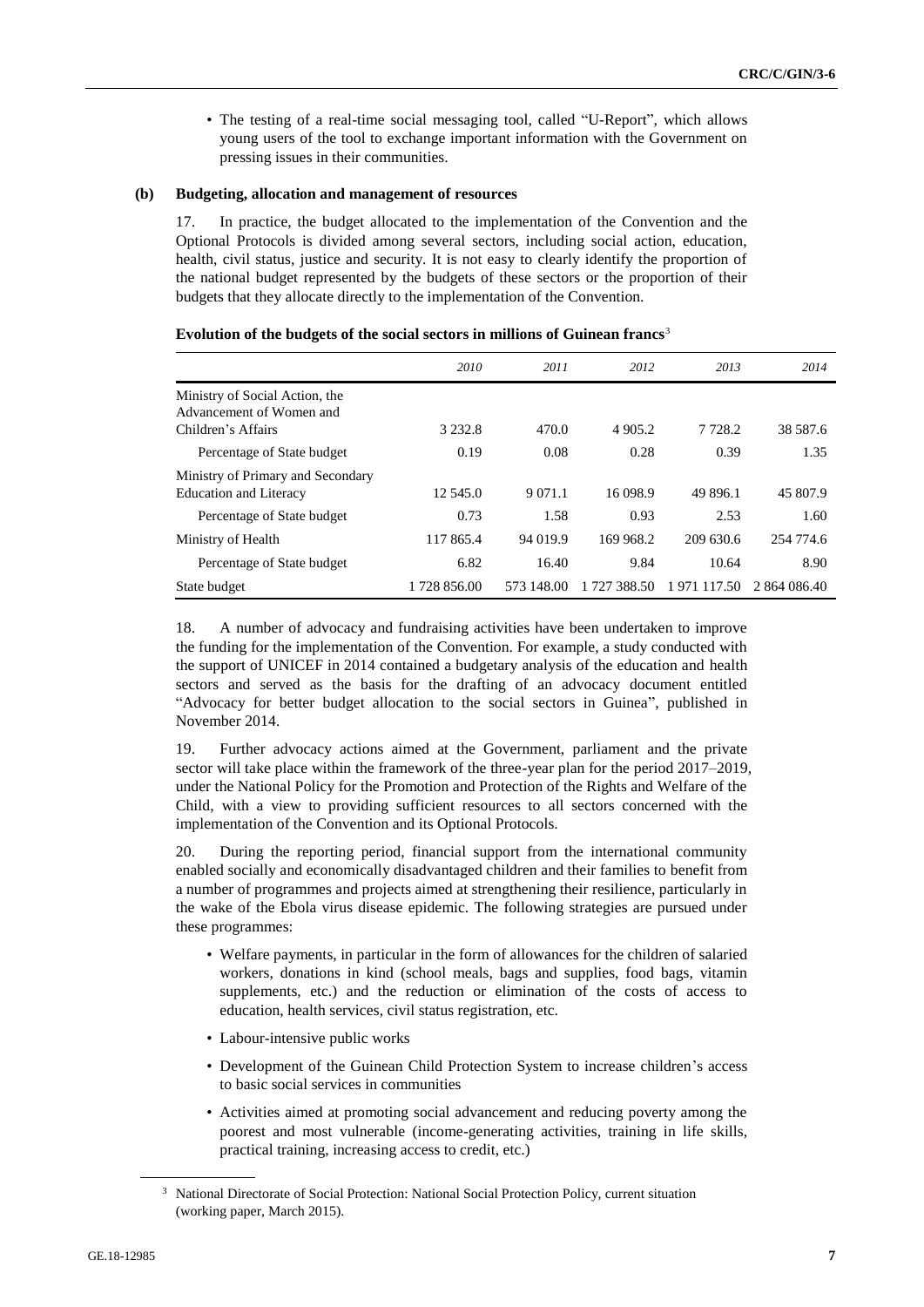- The testing of a real-time social messaging tool, called "U-Report", which allows young users of the tool to exchange important information with the Government on pressing issues in their communities.

### (b) Budgeting, allocation and management of resources

17. In practice, the budget allocated to the implementation of the Convention and the Optional Protocols is divided among several sectors, including social action, education, health, civil status, justice and security. It is not easy to clearly identify the proportion of the national budget represented by the budgets of these sectors or the proportion of their budgets that they allocate directly to the implementation of the Convention.

**Evolution of the budgets of the social sectors in millions of Guinean francs**[3]

| | *2010* | *2011* | *2012* | *2013* | *2014* |
|---|---|---|---|---|---|
| Ministry of Social Action, the Advancement of Women and Children's Affairs | 3 232.8 | 470.0 | 4 905.2 | 7 728.2 | 38 587.6 |
| Percentage of State budget | 0.19 | 0.08 | 0.28 | 0.39 | 1.35 |
| Ministry of Primary and Secondary Education and Literacy | 12 545.0 | 9 071.1 | 16 098.9 | 49 896.1 | 45 807.9 |
| Percentage of State budget | 0.73 | 1.58 | 0.93 | 2.53 | 1.60 |
| Ministry of Health | 117 865.4 | 94 019.9 | 169 968.2 | 209 630.6 | 254 774.6 |
| Percentage of State budget | 6.82 | 16.40 | 9.84 | 10.64 | 8.90 |
| State budget | 1 728 856.00 | 573 148.00 | 1 727 388.50 | 1 971 117.50 | 2 864 086.40 |

18. A number of advocacy and fundraising activities have been undertaken to improve the funding for the implementation of the Convention. For example, a study conducted with the support of UNICEF in 2014 contained a budgetary analysis of the education and health sectors and served as the basis for the drafting of an advocacy document entitled "Advocacy for better budget allocation to the social sectors in Guinea", published in November 2014.

19. Further advocacy actions aimed at the Government, parliament and the private sector will take place within the framework of the three-year plan for the period 2017–2019, under the National Policy for the Promotion and Protection of the Rights and Welfare of the Child, with a view to providing sufficient resources to all sectors concerned with the implementation of the Convention and its Optional Protocols.

20. During the reporting period, financial support from the international community enabled socially and economically disadvantaged children and their families to benefit from a number of programmes and projects aimed at strengthening their resilience, particularly in the wake of the Ebola virus disease epidemic. The following strategies are pursued under these programmes:

- Welfare payments, in particular in the form of allowances for the children of salaried workers, donations in kind (school meals, bags and supplies, food bags, vitamin supplements, etc.) and the reduction or elimination of the costs of access to education, health services, civil status registration, etc.
- Labour-intensive public works
- Development of the Guinean Child Protection System to increase children's access to basic social services in communities
- Activities aimed at promoting social advancement and reducing poverty among the poorest and most vulnerable (income-generating activities, training in life skills, practical training, increasing access to credit, etc.)

[3] National Directorate of Social Protection: National Social Protection Policy, current situation (working paper, March 2015).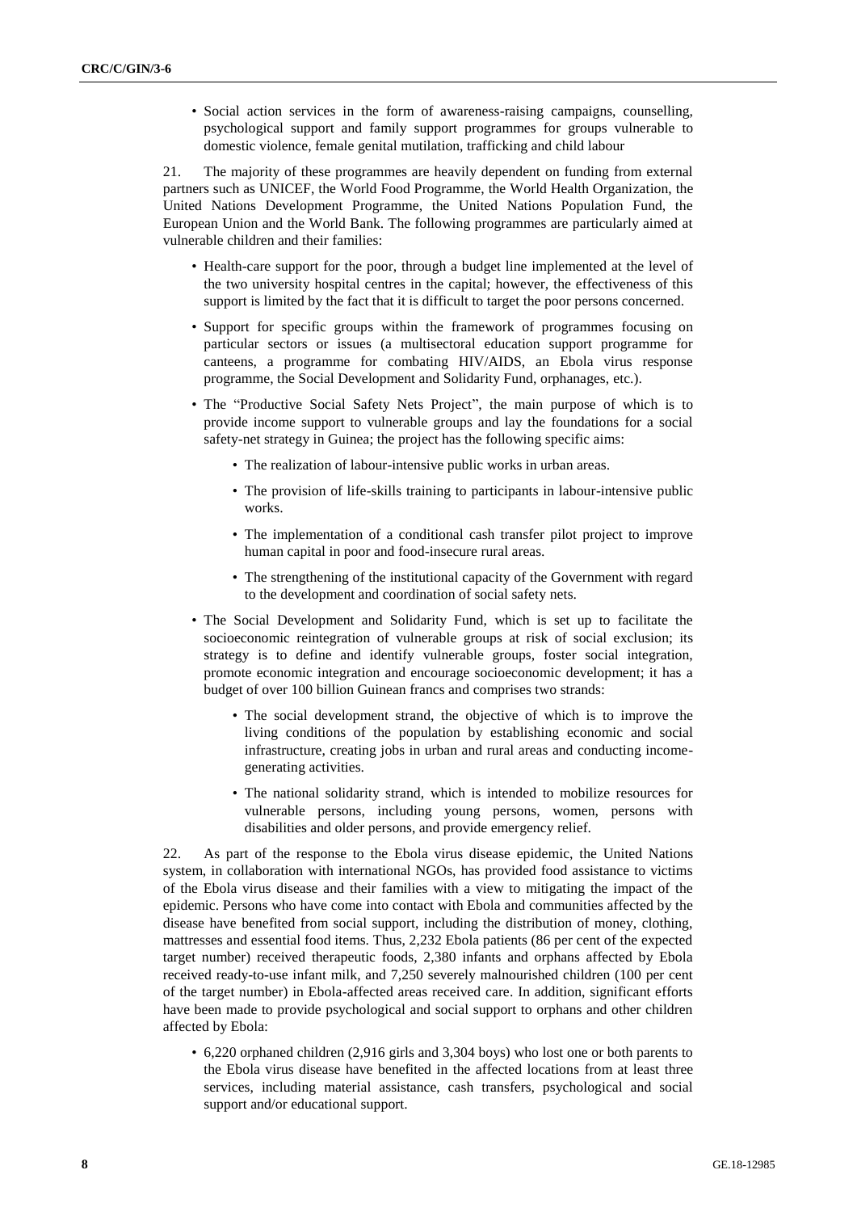- Social action services in the form of awareness-raising campaigns, counselling, psychological support and family support programmes for groups vulnerable to domestic violence, female genital mutilation, trafficking and child labour

21. The majority of these programmes are heavily dependent on funding from external partners such as UNICEF, the World Food Programme, the World Health Organization, the United Nations Development Programme, the United Nations Population Fund, the European Union and the World Bank. The following programmes are particularly aimed at vulnerable children and their families:

- Health-care support for the poor, through a budget line implemented at the level of the two university hospital centres in the capital; however, the effectiveness of this support is limited by the fact that it is difficult to target the poor persons concerned.
- Support for specific groups within the framework of programmes focusing on particular sectors or issues (a multisectoral education support programme for canteens, a programme for combating HIV/AIDS, an Ebola virus response programme, the Social Development and Solidarity Fund, orphanages, etc.).
- The "Productive Social Safety Nets Project", the main purpose of which is to provide income support to vulnerable groups and lay the foundations for a social safety-net strategy in Guinea; the project has the following specific aims:
  - The realization of labour-intensive public works in urban areas.
  - The provision of life-skills training to participants in labour-intensive public works.
  - The implementation of a conditional cash transfer pilot project to improve human capital in poor and food-insecure rural areas.
  - The strengthening of the institutional capacity of the Government with regard to the development and coordination of social safety nets.
- The Social Development and Solidarity Fund, which is set up to facilitate the socioeconomic reintegration of vulnerable groups at risk of social exclusion; its strategy is to define and identify vulnerable groups, foster social integration, promote economic integration and encourage socioeconomic development; it has a budget of over 100 billion Guinean francs and comprises two strands:
  - The social development strand, the objective of which is to improve the living conditions of the population by establishing economic and social infrastructure, creating jobs in urban and rural areas and conducting income-generating activities.
  - The national solidarity strand, which is intended to mobilize resources for vulnerable persons, including young persons, women, persons with disabilities and older persons, and provide emergency relief.

22. As part of the response to the Ebola virus disease epidemic, the United Nations system, in collaboration with international NGOs, has provided food assistance to victims of the Ebola virus disease and their families with a view to mitigating the impact of the epidemic. Persons who have come into contact with Ebola and communities affected by the disease have benefited from social support, including the distribution of money, clothing, mattresses and essential food items. Thus, 2,232 Ebola patients (86 per cent of the expected target number) received therapeutic foods, 2,380 infants and orphans affected by Ebola received ready-to-use infant milk, and 7,250 severely malnourished children (100 per cent of the target number) in Ebola-affected areas received care. In addition, significant efforts have been made to provide psychological and social support to orphans and other children affected by Ebola:

- 6,220 orphaned children (2,916 girls and 3,304 boys) who lost one or both parents to the Ebola virus disease have benefited in the affected locations from at least three services, including material assistance, cash transfers, psychological and social support and/or educational support.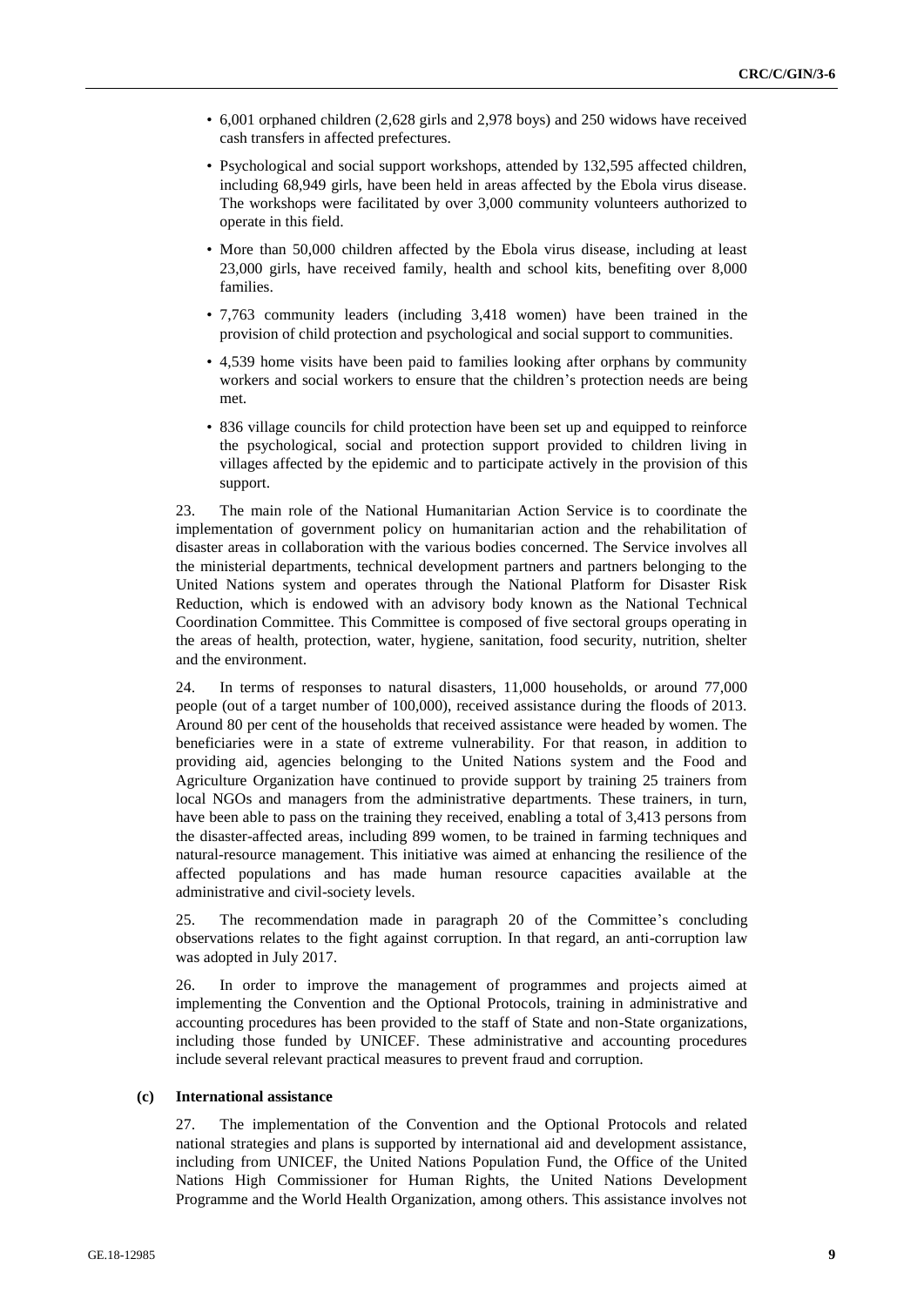- 6,001 orphaned children (2,628 girls and 2,978 boys) and 250 widows have received cash transfers in affected prefectures.
- Psychological and social support workshops, attended by 132,595 affected children, including 68,949 girls, have been held in areas affected by the Ebola virus disease. The workshops were facilitated by over 3,000 community volunteers authorized to operate in this field.
- More than 50,000 children affected by the Ebola virus disease, including at least 23,000 girls, have received family, health and school kits, benefiting over 8,000 families.
- 7,763 community leaders (including 3,418 women) have been trained in the provision of child protection and psychological and social support to communities.
- 4,539 home visits have been paid to families looking after orphans by community workers and social workers to ensure that the children's protection needs are being met.
- 836 village councils for child protection have been set up and equipped to reinforce the psychological, social and protection support provided to children living in villages affected by the epidemic and to participate actively in the provision of this support.

23. The main role of the National Humanitarian Action Service is to coordinate the implementation of government policy on humanitarian action and the rehabilitation of disaster areas in collaboration with the various bodies concerned. The Service involves all the ministerial departments, technical development partners and partners belonging to the United Nations system and operates through the National Platform for Disaster Risk Reduction, which is endowed with an advisory body known as the National Technical Coordination Committee. This Committee is composed of five sectoral groups operating in the areas of health, protection, water, hygiene, sanitation, food security, nutrition, shelter and the environment.

24. In terms of responses to natural disasters, 11,000 households, or around 77,000 people (out of a target number of 100,000), received assistance during the floods of 2013. Around 80 per cent of the households that received assistance were headed by women. The beneficiaries were in a state of extreme vulnerability. For that reason, in addition to providing aid, agencies belonging to the United Nations system and the Food and Agriculture Organization have continued to provide support by training 25 trainers from local NGOs and managers from the administrative departments. These trainers, in turn, have been able to pass on the training they received, enabling a total of 3,413 persons from the disaster-affected areas, including 899 women, to be trained in farming techniques and natural-resource management. This initiative was aimed at enhancing the resilience of the affected populations and has made human resource capacities available at the administrative and civil-society levels.

25. The recommendation made in paragraph 20 of the Committee's concluding observations relates to the fight against corruption. In that regard, an anti-corruption law was adopted in July 2017.

26. In order to improve the management of programmes and projects aimed at implementing the Convention and the Optional Protocols, training in administrative and accounting procedures has been provided to the staff of State and non-State organizations, including those funded by UNICEF. These administrative and accounting procedures include several relevant practical measures to prevent fraud and corruption.

### (c) International assistance

27. The implementation of the Convention and the Optional Protocols and related national strategies and plans is supported by international aid and development assistance, including from UNICEF, the United Nations Population Fund, the Office of the United Nations High Commissioner for Human Rights, the United Nations Development Programme and the World Health Organization, among others. This assistance involves not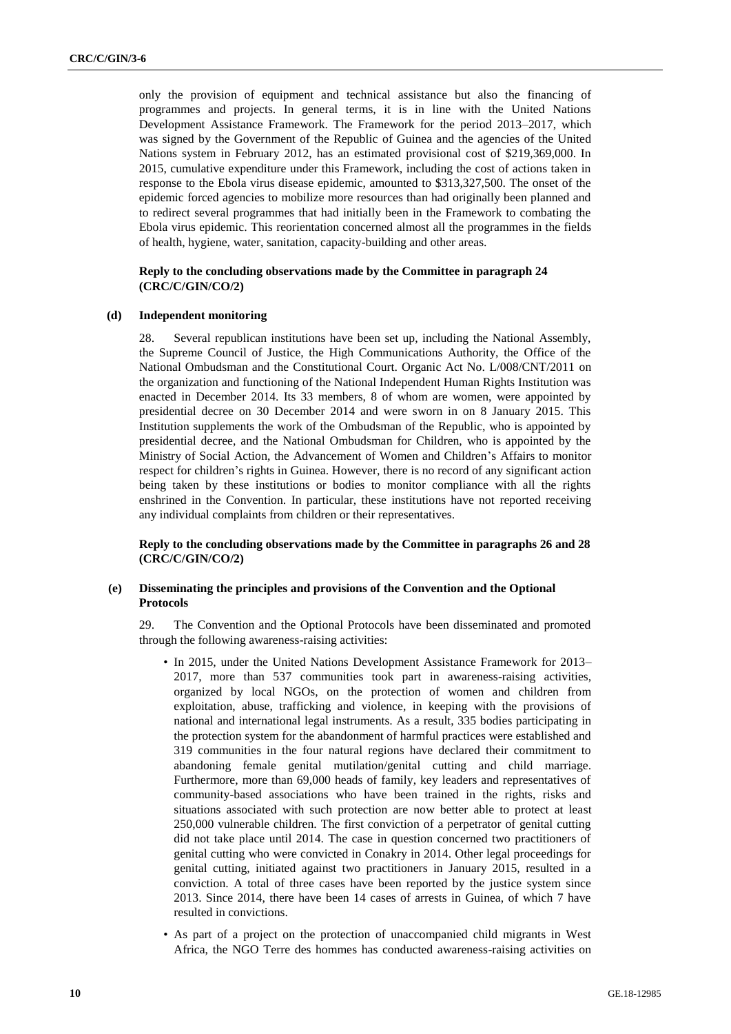only the provision of equipment and technical assistance but also the financing of programmes and projects. In general terms, it is in line with the United Nations Development Assistance Framework. The Framework for the period 2013–2017, which was signed by the Government of the Republic of Guinea and the agencies of the United Nations system in February 2012, has an estimated provisional cost of $219,369,000. In 2015, cumulative expenditure under this Framework, including the cost of actions taken in response to the Ebola virus disease epidemic, amounted to $313,327,500. The onset of the epidemic forced agencies to mobilize more resources than had originally been planned and to redirect several programmes that had initially been in the Framework to combating the Ebola virus epidemic. This reorientation concerned almost all the programmes in the fields of health, hygiene, water, sanitation, capacity-building and other areas.

**Reply to the concluding observations made by the Committee in paragraph 24 (CRC/C/GIN/CO/2)**

### (d) Independent monitoring

28. Several republican institutions have been set up, including the National Assembly, the Supreme Council of Justice, the High Communications Authority, the Office of the National Ombudsman and the Constitutional Court. Organic Act No. L/008/CNT/2011 on the organization and functioning of the National Independent Human Rights Institution was enacted in December 2014. Its 33 members, 8 of whom are women, were appointed by presidential decree on 30 December 2014 and were sworn in on 8 January 2015. This Institution supplements the work of the Ombudsman of the Republic, who is appointed by presidential decree, and the National Ombudsman for Children, who is appointed by the Ministry of Social Action, the Advancement of Women and Children's Affairs to monitor respect for children's rights in Guinea. However, there is no record of any significant action being taken by these institutions or bodies to monitor compliance with all the rights enshrined in the Convention. In particular, these institutions have not reported receiving any individual complaints from children or their representatives.

**Reply to the concluding observations made by the Committee in paragraphs 26 and 28 (CRC/C/GIN/CO/2)**

### (e) Disseminating the principles and provisions of the Convention and the Optional Protocols

29. The Convention and the Optional Protocols have been disseminated and promoted through the following awareness-raising activities:

- In 2015, under the United Nations Development Assistance Framework for 2013–2017, more than 537 communities took part in awareness-raising activities, organized by local NGOs, on the protection of women and children from exploitation, abuse, trafficking and violence, in keeping with the provisions of national and international legal instruments. As a result, 335 bodies participating in the protection system for the abandonment of harmful practices were established and 319 communities in the four natural regions have declared their commitment to abandoning female genital mutilation/genital cutting and child marriage. Furthermore, more than 69,000 heads of family, key leaders and representatives of community-based associations who have been trained in the rights, risks and situations associated with such protection are now better able to protect at least 250,000 vulnerable children. The first conviction of a perpetrator of genital cutting did not take place until 2014. The case in question concerned two practitioners of genital cutting who were convicted in Conakry in 2014. Other legal proceedings for genital cutting, initiated against two practitioners in January 2015, resulted in a conviction. A total of three cases have been reported by the justice system since 2013. Since 2014, there have been 14 cases of arrests in Guinea, of which 7 have resulted in convictions.
- As part of a project on the protection of unaccompanied child migrants in West Africa, the NGO Terre des hommes has conducted awareness-raising activities on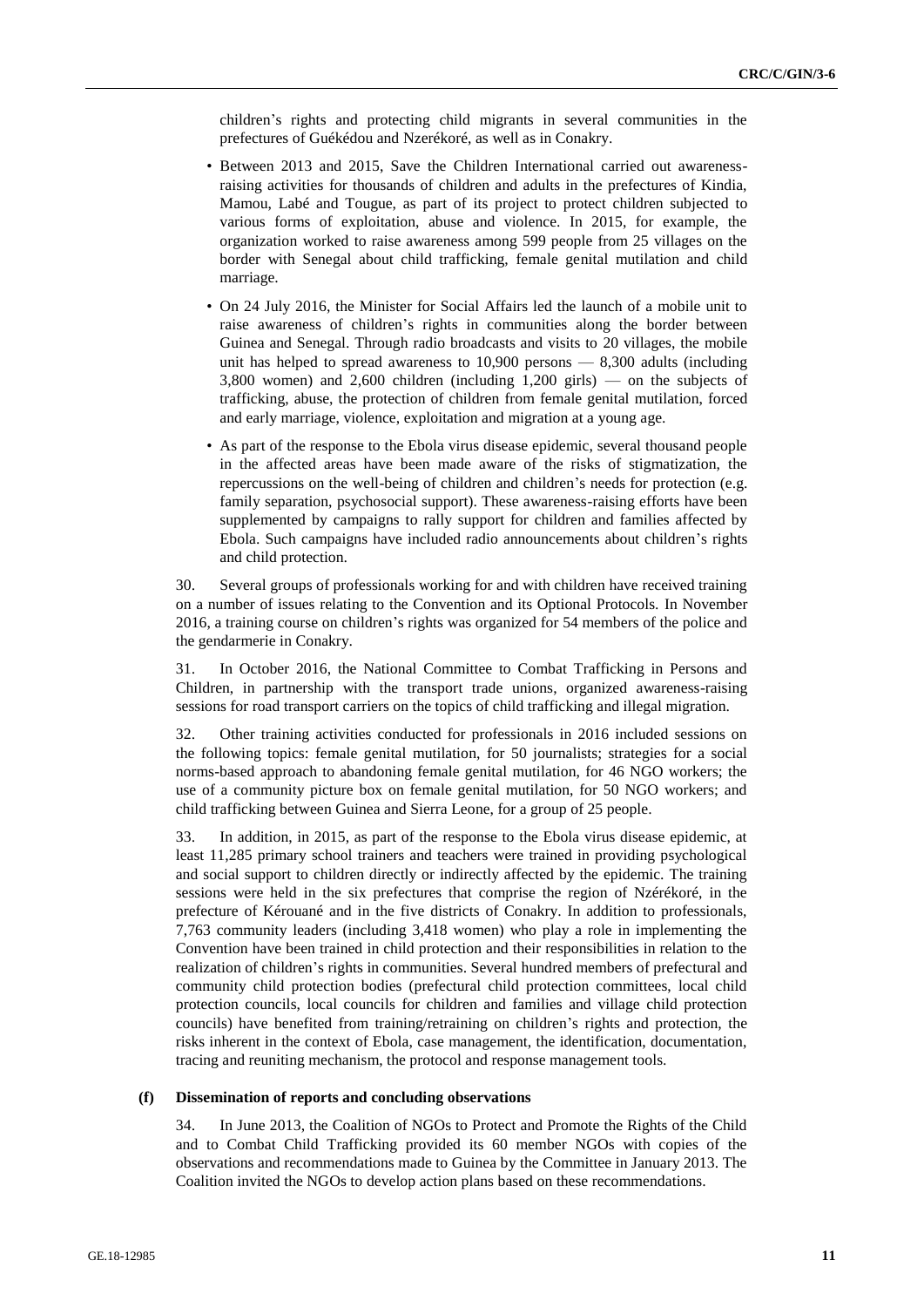children's rights and protecting child migrants in several communities in the prefectures of Guékédou and Nzerékoré, as well as in Conakry.

- Between 2013 and 2015, Save the Children International carried out awareness-raising activities for thousands of children and adults in the prefectures of Kindia, Mamou, Labé and Tougue, as part of its project to protect children subjected to various forms of exploitation, abuse and violence. In 2015, for example, the organization worked to raise awareness among 599 people from 25 villages on the border with Senegal about child trafficking, female genital mutilation and child marriage.
- On 24 July 2016, the Minister for Social Affairs led the launch of a mobile unit to raise awareness of children's rights in communities along the border between Guinea and Senegal. Through radio broadcasts and visits to 20 villages, the mobile unit has helped to spread awareness to 10,900 persons — 8,300 adults (including 3,800 women) and 2,600 children (including 1,200 girls) — on the subjects of trafficking, abuse, the protection of children from female genital mutilation, forced and early marriage, violence, exploitation and migration at a young age.
- As part of the response to the Ebola virus disease epidemic, several thousand people in the affected areas have been made aware of the risks of stigmatization, the repercussions on the well-being of children and children's needs for protection (e.g. family separation, psychosocial support). These awareness-raising efforts have been supplemented by campaigns to rally support for children and families affected by Ebola. Such campaigns have included radio announcements about children's rights and child protection.

30. Several groups of professionals working for and with children have received training on a number of issues relating to the Convention and its Optional Protocols. In November 2016, a training course on children's rights was organized for 54 members of the police and the gendarmerie in Conakry.

31. In October 2016, the National Committee to Combat Trafficking in Persons and Children, in partnership with the transport trade unions, organized awareness-raising sessions for road transport carriers on the topics of child trafficking and illegal migration.

32. Other training activities conducted for professionals in 2016 included sessions on the following topics: female genital mutilation, for 50 journalists; strategies for a social norms-based approach to abandoning female genital mutilation, for 46 NGO workers; the use of a community picture box on female genital mutilation, for 50 NGO workers; and child trafficking between Guinea and Sierra Leone, for a group of 25 people.

33. In addition, in 2015, as part of the response to the Ebola virus disease epidemic, at least 11,285 primary school trainers and teachers were trained in providing psychological and social support to children directly or indirectly affected by the epidemic. The training sessions were held in the six prefectures that comprise the region of Nzérékoré, in the prefecture of Kérouané and in the five districts of Conakry. In addition to professionals, 7,763 community leaders (including 3,418 women) who play a role in implementing the Convention have been trained in child protection and their responsibilities in relation to the realization of children's rights in communities. Several hundred members of prefectural and community child protection bodies (prefectural child protection committees, local child protection councils, local councils for children and families and village child protection councils) have benefited from training/retraining on children's rights and protection, the risks inherent in the context of Ebola, case management, the identification, documentation, tracing and reuniting mechanism, the protocol and response management tools.

### (f) Dissemination of reports and concluding observations

34. In June 2013, the Coalition of NGOs to Protect and Promote the Rights of the Child and to Combat Child Trafficking provided its 60 member NGOs with copies of the observations and recommendations made to Guinea by the Committee in January 2013. The Coalition invited the NGOs to develop action plans based on these recommendations.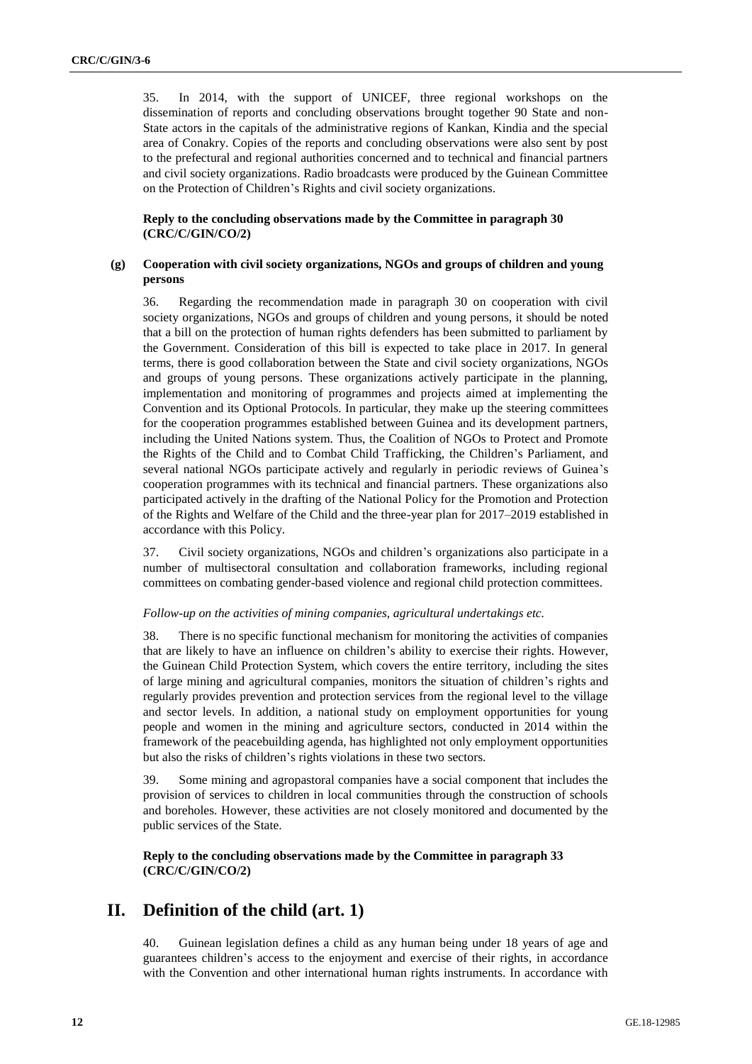35. In 2014, with the support of UNICEF, three regional workshops on the dissemination of reports and concluding observations brought together 90 State and non-State actors in the capitals of the administrative regions of Kankan, Kindia and the special area of Conakry. Copies of the reports and concluding observations were also sent by post to the prefectural and regional authorities concerned and to technical and financial partners and civil society organizations. Radio broadcasts were produced by the Guinean Committee on the Protection of Children's Rights and civil society organizations.

**Reply to the concluding observations made by the Committee in paragraph 30 (CRC/C/GIN/CO/2)**

### (g) Cooperation with civil society organizations, NGOs and groups of children and young persons

36. Regarding the recommendation made in paragraph 30 on cooperation with civil society organizations, NGOs and groups of children and young persons, it should be noted that a bill on the protection of human rights defenders has been submitted to parliament by the Government. Consideration of this bill is expected to take place in 2017. In general terms, there is good collaboration between the State and civil society organizations, NGOs and groups of young persons. These organizations actively participate in the planning, implementation and monitoring of programmes and projects aimed at implementing the Convention and its Optional Protocols. In particular, they make up the steering committees for the cooperation programmes established between Guinea and its development partners, including the United Nations system. Thus, the Coalition of NGOs to Protect and Promote the Rights of the Child and to Combat Child Trafficking, the Children's Parliament, and several national NGOs participate actively and regularly in periodic reviews of Guinea's cooperation programmes with its technical and financial partners. These organizations also participated actively in the drafting of the National Policy for the Promotion and Protection of the Rights and Welfare of the Child and the three-year plan for 2017–2019 established in accordance with this Policy.

37. Civil society organizations, NGOs and children's organizations also participate in a number of multisectoral consultation and collaboration frameworks, including regional committees on combating gender-based violence and regional child protection committees.

*Follow-up on the activities of mining companies, agricultural undertakings etc.*

38. There is no specific functional mechanism for monitoring the activities of companies that are likely to have an influence on children's ability to exercise their rights. However, the Guinean Child Protection System, which covers the entire territory, including the sites of large mining and agricultural companies, monitors the situation of children's rights and regularly provides prevention and protection services from the regional level to the village and sector levels. In addition, a national study on employment opportunities for young people and women in the mining and agriculture sectors, conducted in 2014 within the framework of the peacebuilding agenda, has highlighted not only employment opportunities but also the risks of children's rights violations in these two sectors.

39. Some mining and agropastoral companies have a social component that includes the provision of services to children in local communities through the construction of schools and boreholes. However, these activities are not closely monitored and documented by the public services of the State.

**Reply to the concluding observations made by the Committee in paragraph 33 (CRC/C/GIN/CO/2)**

## II. Definition of the child (art. 1)

40. Guinean legislation defines a child as any human being under 18 years of age and guarantees children's access to the enjoyment and exercise of their rights, in accordance with the Convention and other international human rights instruments. In accordance with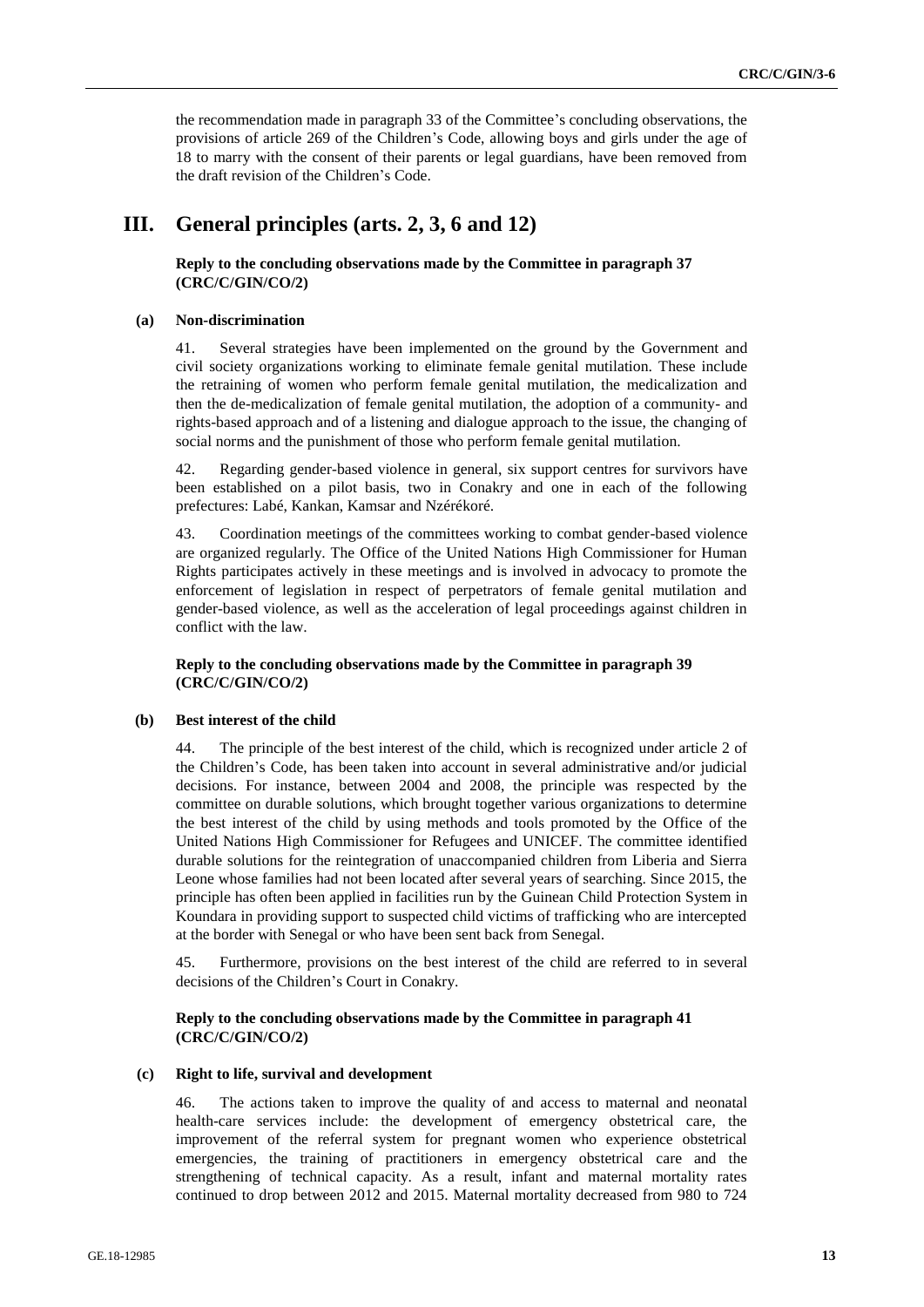the recommendation made in paragraph 33 of the Committee's concluding observations, the provisions of article 269 of the Children's Code, allowing boys and girls under the age of 18 to marry with the consent of their parents or legal guardians, have been removed from the draft revision of the Children's Code.

# III. General principles (arts. 2, 3, 6 and 12)

**Reply to the concluding observations made by the Committee in paragraph 37 (CRC/C/GIN/CO/2)**

### (a) Non-discrimination

41. Several strategies have been implemented on the ground by the Government and civil society organizations working to eliminate female genital mutilation. These include the retraining of women who perform female genital mutilation, the medicalization and then the de-medicalization of female genital mutilation, the adoption of a community- and rights-based approach and of a listening and dialogue approach to the issue, the changing of social norms and the punishment of those who perform female genital mutilation.

42. Regarding gender-based violence in general, six support centres for survivors have been established on a pilot basis, two in Conakry and one in each of the following prefectures: Labé, Kankan, Kamsar and Nzérékoré.

43. Coordination meetings of the committees working to combat gender-based violence are organized regularly. The Office of the United Nations High Commissioner for Human Rights participates actively in these meetings and is involved in advocacy to promote the enforcement of legislation in respect of perpetrators of female genital mutilation and gender-based violence, as well as the acceleration of legal proceedings against children in conflict with the law.

**Reply to the concluding observations made by the Committee in paragraph 39 (CRC/C/GIN/CO/2)**

### (b) Best interest of the child

44. The principle of the best interest of the child, which is recognized under article 2 of the Children's Code, has been taken into account in several administrative and/or judicial decisions. For instance, between 2004 and 2008, the principle was respected by the committee on durable solutions, which brought together various organizations to determine the best interest of the child by using methods and tools promoted by the Office of the United Nations High Commissioner for Refugees and UNICEF. The committee identified durable solutions for the reintegration of unaccompanied children from Liberia and Sierra Leone whose families had not been located after several years of searching. Since 2015, the principle has often been applied in facilities run by the Guinean Child Protection System in Koundara in providing support to suspected child victims of trafficking who are intercepted at the border with Senegal or who have been sent back from Senegal.

45. Furthermore, provisions on the best interest of the child are referred to in several decisions of the Children's Court in Conakry.

**Reply to the concluding observations made by the Committee in paragraph 41 (CRC/C/GIN/CO/2)**

### (c) Right to life, survival and development

46. The actions taken to improve the quality of and access to maternal and neonatal health-care services include: the development of emergency obstetrical care, the improvement of the referral system for pregnant women who experience obstetrical emergencies, the training of practitioners in emergency obstetrical care and the strengthening of technical capacity. As a result, infant and maternal mortality rates continued to drop between 2012 and 2015. Maternal mortality decreased from 980 to 724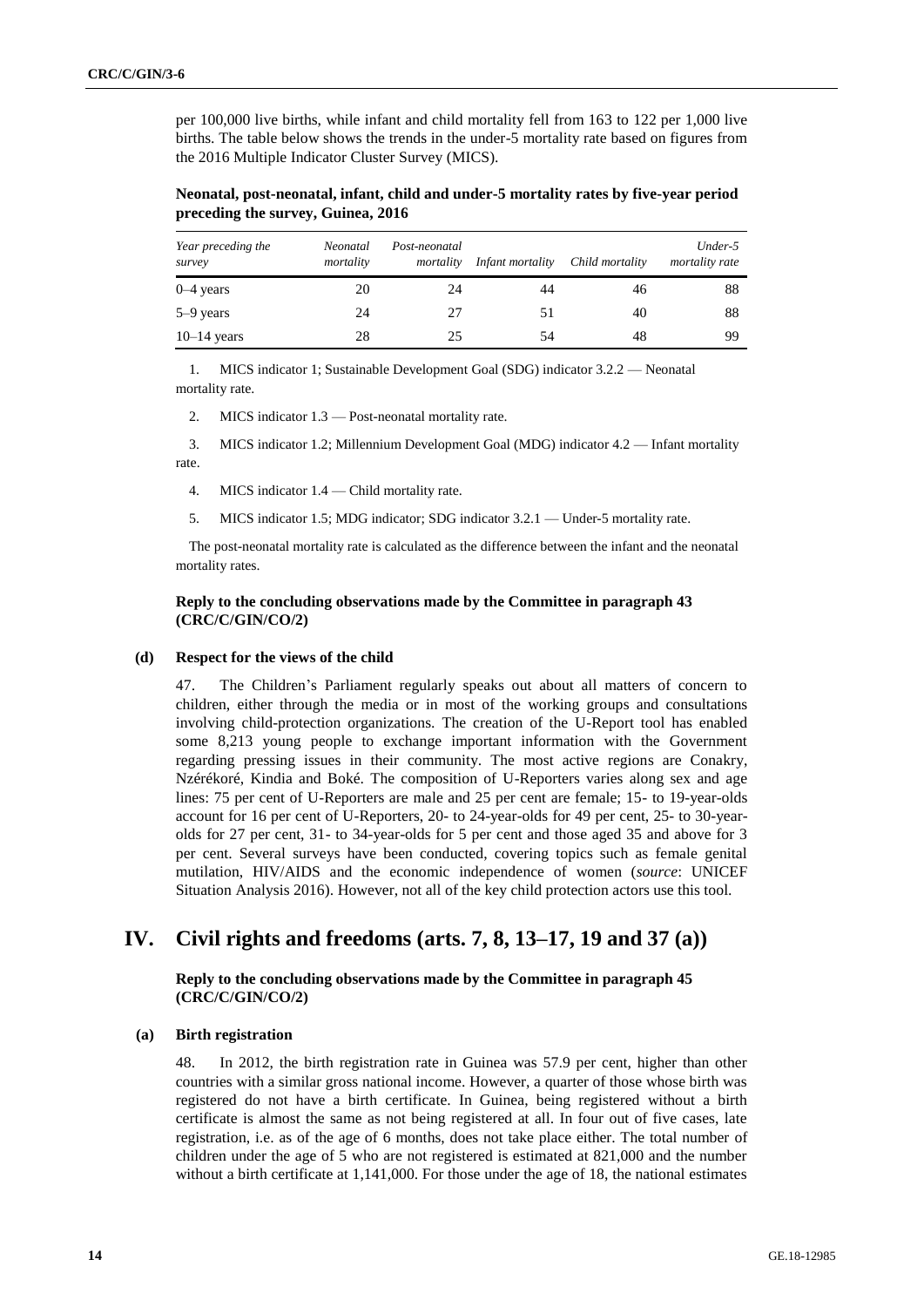per 100,000 live births, while infant and child mortality fell from 163 to 122 per 1,000 live births. The table below shows the trends in the under-5 mortality rate based on figures from the 2016 Multiple Indicator Cluster Survey (MICS).

**Neonatal, post-neonatal, infant, child and under-5 mortality rates by five-year period preceding the survey, Guinea, 2016**

| *Year preceding the survey* | *Neonatal mortality* | *Post-neonatal mortality* | *Infant mortality* | *Child mortality* | *Under-5 mortality rate* |
|---|---|---|---|---|---|
| 0–4 years | 20 | 24 | 44 | 46 | 88 |
| 5–9 years | 24 | 27 | 51 | 40 | 88 |
| 10–14 years | 28 | 25 | 54 | 48 | 99 |

1. MICS indicator 1; Sustainable Development Goal (SDG) indicator 3.2.2 — Neonatal mortality rate.

2. MICS indicator 1.3 — Post-neonatal mortality rate.

3. MICS indicator 1.2; Millennium Development Goal (MDG) indicator 4.2 — Infant mortality rate.

4. MICS indicator 1.4 — Child mortality rate.

5. MICS indicator 1.5; MDG indicator; SDG indicator 3.2.1 — Under-5 mortality rate.

The post-neonatal mortality rate is calculated as the difference between the infant and the neonatal mortality rates.

**Reply to the concluding observations made by the Committee in paragraph 43 (CRC/C/GIN/CO/2)**

### (d) Respect for the views of the child

47. The Children's Parliament regularly speaks out about all matters of concern to children, either through the media or in most of the working groups and consultations involving child-protection organizations. The creation of the U-Report tool has enabled some 8,213 young people to exchange important information with the Government regarding pressing issues in their community. The most active regions are Conakry, Nzérékoré, Kindia and Boké. The composition of U-Reporters varies along sex and age lines: 75 per cent of U-Reporters are male and 25 per cent are female; 15- to 19-year-olds account for 16 per cent of U-Reporters, 20- to 24-year-olds for 49 per cent, 25- to 30-year-olds for 27 per cent, 31- to 34-year-olds for 5 per cent and those aged 35 and above for 3 per cent. Several surveys have been conducted, covering topics such as female genital mutilation, HIV/AIDS and the economic independence of women (*source*: UNICEF Situation Analysis 2016). However, not all of the key child protection actors use this tool.

## IV. Civil rights and freedoms (arts. 7, 8, 13–17, 19 and 37 (a))

**Reply to the concluding observations made by the Committee in paragraph 45 (CRC/C/GIN/CO/2)**

### (a) Birth registration

48. In 2012, the birth registration rate in Guinea was 57.9 per cent, higher than other countries with a similar gross national income. However, a quarter of those whose birth was registered do not have a birth certificate. In Guinea, being registered without a birth certificate is almost the same as not being registered at all. In four out of five cases, late registration, i.e. as of the age of 6 months, does not take place either. The total number of children under the age of 5 who are not registered is estimated at 821,000 and the number without a birth certificate at 1,141,000. For those under the age of 18, the national estimates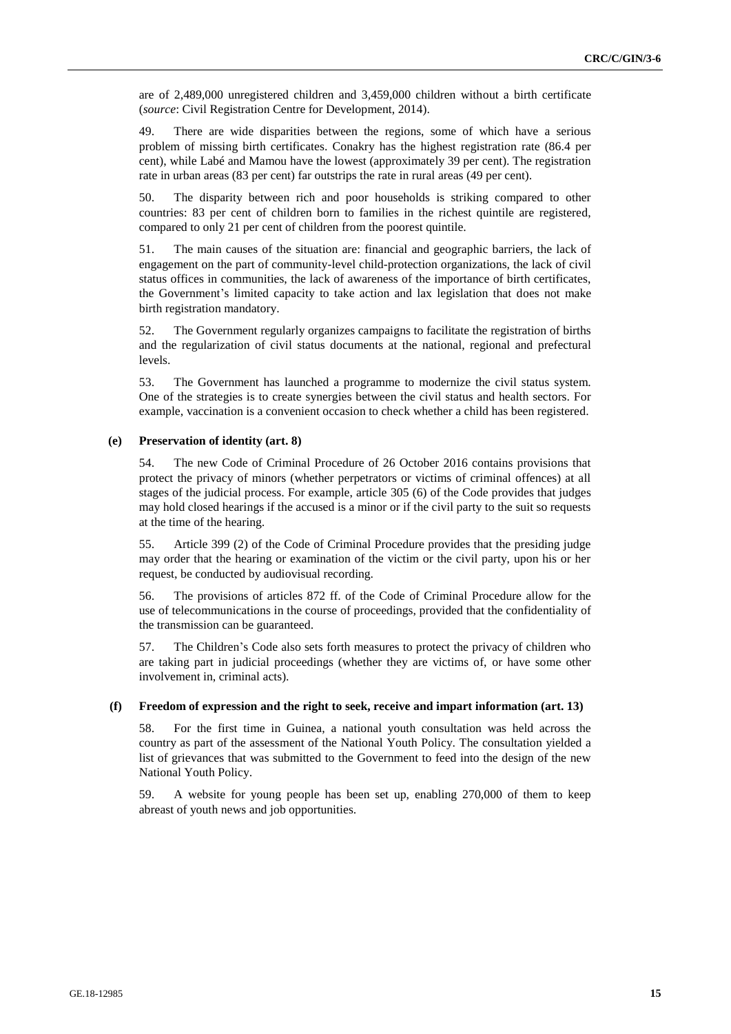are of 2,489,000 unregistered children and 3,459,000 children without a birth certificate (*source*: Civil Registration Centre for Development, 2014).

49. There are wide disparities between the regions, some of which have a serious problem of missing birth certificates. Conakry has the highest registration rate (86.4 per cent), while Labé and Mamou have the lowest (approximately 39 per cent). The registration rate in urban areas (83 per cent) far outstrips the rate in rural areas (49 per cent).

50. The disparity between rich and poor households is striking compared to other countries: 83 per cent of children born to families in the richest quintile are registered, compared to only 21 per cent of children from the poorest quintile.

51. The main causes of the situation are: financial and geographic barriers, the lack of engagement on the part of community-level child-protection organizations, the lack of civil status offices in communities, the lack of awareness of the importance of birth certificates, the Government's limited capacity to take action and lax legislation that does not make birth registration mandatory.

52. The Government regularly organizes campaigns to facilitate the registration of births and the regularization of civil status documents at the national, regional and prefectural levels.

53. The Government has launched a programme to modernize the civil status system. One of the strategies is to create synergies between the civil status and health sectors. For example, vaccination is a convenient occasion to check whether a child has been registered.

### (e) Preservation of identity (art. 8)

54. The new Code of Criminal Procedure of 26 October 2016 contains provisions that protect the privacy of minors (whether perpetrators or victims of criminal offences) at all stages of the judicial process. For example, article 305 (6) of the Code provides that judges may hold closed hearings if the accused is a minor or if the civil party to the suit so requests at the time of the hearing.

55. Article 399 (2) of the Code of Criminal Procedure provides that the presiding judge may order that the hearing or examination of the victim or the civil party, upon his or her request, be conducted by audiovisual recording.

56. The provisions of articles 872 ff. of the Code of Criminal Procedure allow for the use of telecommunications in the course of proceedings, provided that the confidentiality of the transmission can be guaranteed.

57. The Children's Code also sets forth measures to protect the privacy of children who are taking part in judicial proceedings (whether they are victims of, or have some other involvement in, criminal acts).

### (f) Freedom of expression and the right to seek, receive and impart information (art. 13)

58. For the first time in Guinea, a national youth consultation was held across the country as part of the assessment of the National Youth Policy. The consultation yielded a list of grievances that was submitted to the Government to feed into the design of the new National Youth Policy.

59. A website for young people has been set up, enabling 270,000 of them to keep abreast of youth news and job opportunities.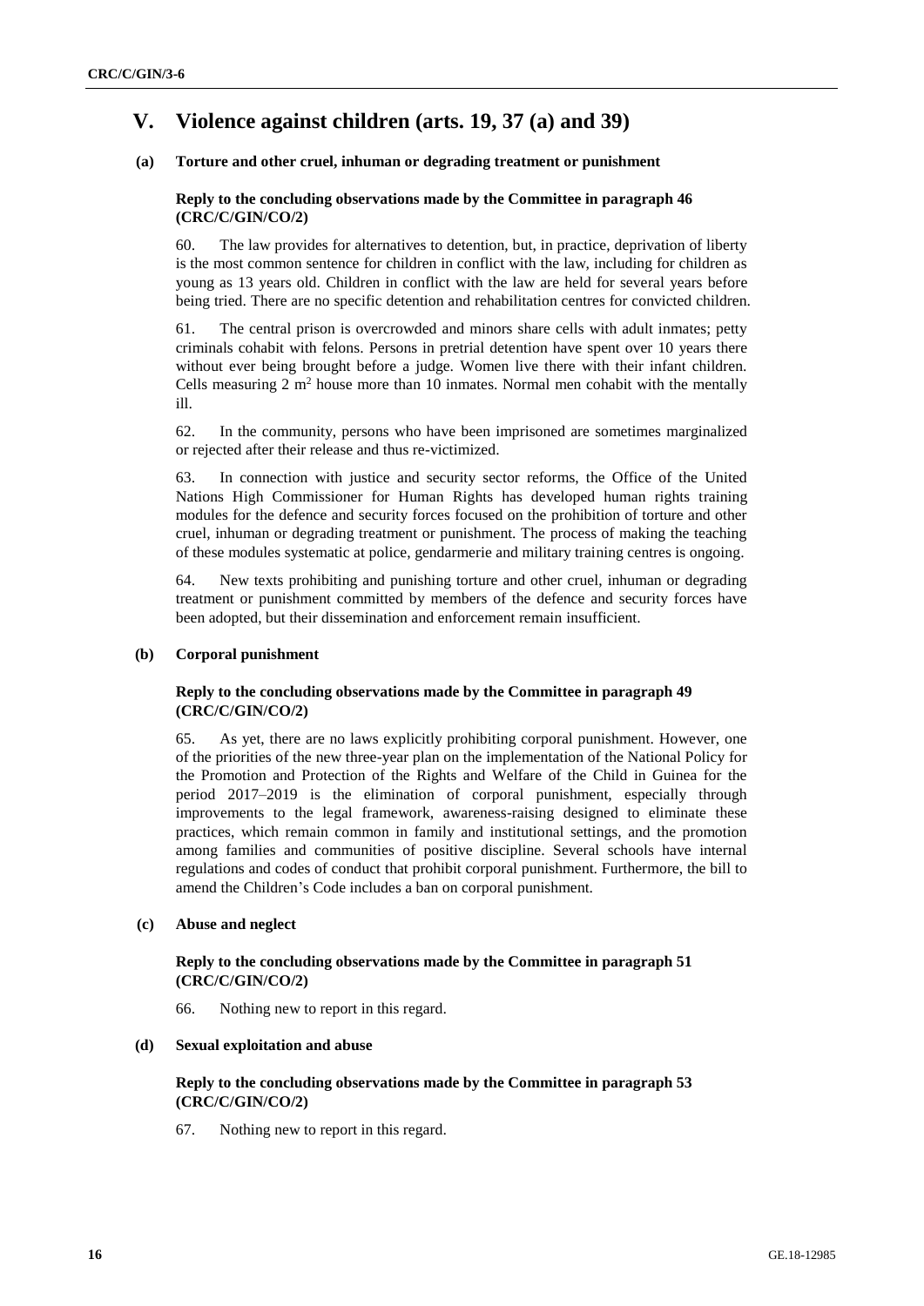# V. Violence against children (arts. 19, 37 (a) and 39)

## (a) Torture and other cruel, inhuman or degrading treatment or punishment

### Reply to the concluding observations made by the Committee in paragraph 46 (CRC/C/GIN/CO/2)

60. The law provides for alternatives to detention, but, in practice, deprivation of liberty is the most common sentence for children in conflict with the law, including for children as young as 13 years old. Children in conflict with the law are held for several years before being tried. There are no specific detention and rehabilitation centres for convicted children.

61. The central prison is overcrowded and minors share cells with adult inmates; petty criminals cohabit with felons. Persons in pretrial detention have spent over 10 years there without ever being brought before a judge. Women live there with their infant children. Cells measuring 2 $m^2$ house more than 10 inmates. Normal men cohabit with the mentally ill.

62. In the community, persons who have been imprisoned are sometimes marginalized or rejected after their release and thus re-victimized.

63. In connection with justice and security sector reforms, the Office of the United Nations High Commissioner for Human Rights has developed human rights training modules for the defence and security forces focused on the prohibition of torture and other cruel, inhuman or degrading treatment or punishment. The process of making the teaching of these modules systematic at police, gendarmerie and military training centres is ongoing.

64. New texts prohibiting and punishing torture and other cruel, inhuman or degrading treatment or punishment committed by members of the defence and security forces have been adopted, but their dissemination and enforcement remain insufficient.

## (b) Corporal punishment

### Reply to the concluding observations made by the Committee in paragraph 49 (CRC/C/GIN/CO/2)

65. As yet, there are no laws explicitly prohibiting corporal punishment. However, one of the priorities of the new three-year plan on the implementation of the National Policy for the Promotion and Protection of the Rights and Welfare of the Child in Guinea for the period 2017–2019 is the elimination of corporal punishment, especially through improvements to the legal framework, awareness-raising designed to eliminate these practices, which remain common in family and institutional settings, and the promotion among families and communities of positive discipline. Several schools have internal regulations and codes of conduct that prohibit corporal punishment. Furthermore, the bill to amend the Children's Code includes a ban on corporal punishment.

## (c) Abuse and neglect

### Reply to the concluding observations made by the Committee in paragraph 51 (CRC/C/GIN/CO/2)

66. Nothing new to report in this regard.

## (d) Sexual exploitation and abuse

### Reply to the concluding observations made by the Committee in paragraph 53 (CRC/C/GIN/CO/2)

67. Nothing new to report in this regard.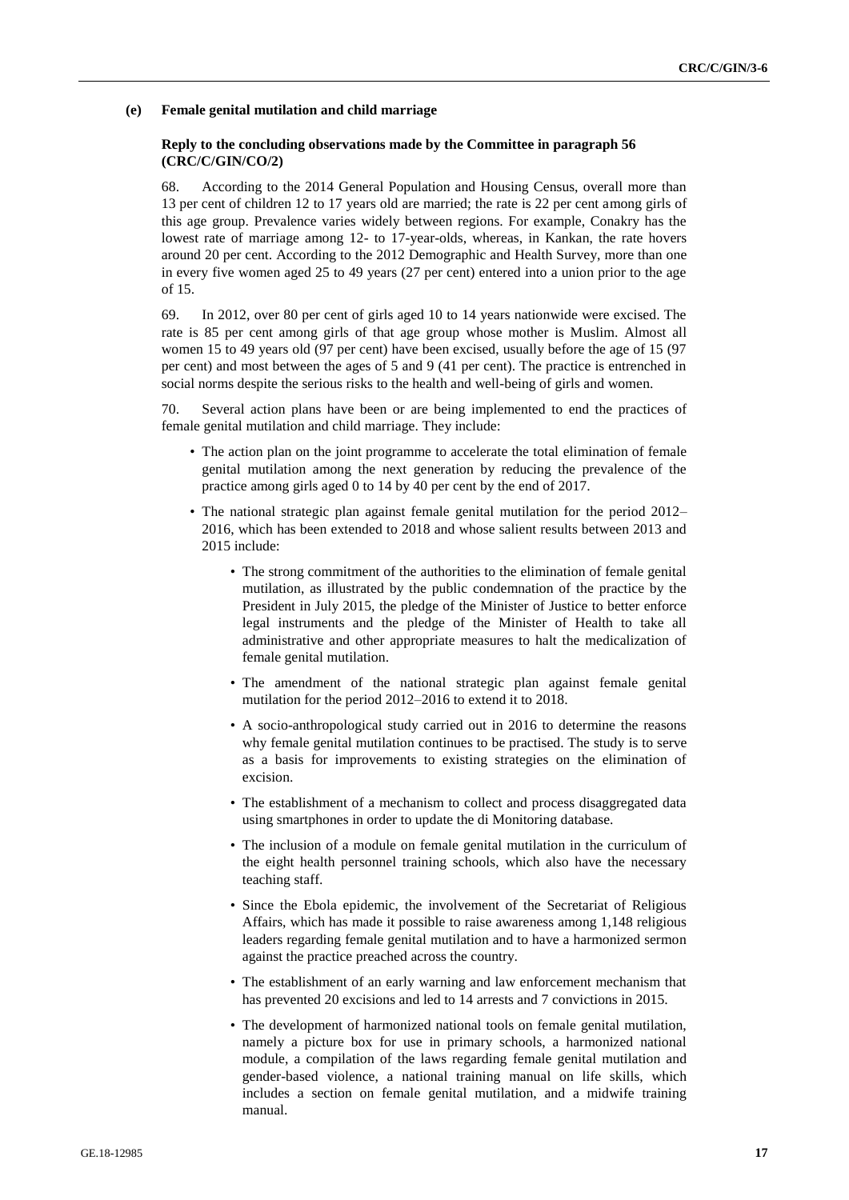### (e) Female genital mutilation and child marriage

**Reply to the concluding observations made by the Committee in paragraph 56 (CRC/C/GIN/CO/2)**

68. According to the 2014 General Population and Housing Census, overall more than 13 per cent of children 12 to 17 years old are married; the rate is 22 per cent among girls of this age group. Prevalence varies widely between regions. For example, Conakry has the lowest rate of marriage among 12- to 17-year-olds, whereas, in Kankan, the rate hovers around 20 per cent. According to the 2012 Demographic and Health Survey, more than one in every five women aged 25 to 49 years (27 per cent) entered into a union prior to the age of 15.

69. In 2012, over 80 per cent of girls aged 10 to 14 years nationwide were excised. The rate is 85 per cent among girls of that age group whose mother is Muslim. Almost all women 15 to 49 years old (97 per cent) have been excised, usually before the age of 15 (97 per cent) and most between the ages of 5 and 9 (41 per cent). The practice is entrenched in social norms despite the serious risks to the health and well-being of girls and women.

70. Several action plans have been or are being implemented to end the practices of female genital mutilation and child marriage. They include:

- The action plan on the joint programme to accelerate the total elimination of female genital mutilation among the next generation by reducing the prevalence of the practice among girls aged 0 to 14 by 40 per cent by the end of 2017.
- The national strategic plan against female genital mutilation for the period 2012–2016, which has been extended to 2018 and whose salient results between 2013 and 2015 include:
  - The strong commitment of the authorities to the elimination of female genital mutilation, as illustrated by the public condemnation of the practice by the President in July 2015, the pledge of the Minister of Justice to better enforce legal instruments and the pledge of the Minister of Health to take all administrative and other appropriate measures to halt the medicalization of female genital mutilation.
  - The amendment of the national strategic plan against female genital mutilation for the period 2012–2016 to extend it to 2018.
  - A socio-anthropological study carried out in 2016 to determine the reasons why female genital mutilation continues to be practised. The study is to serve as a basis for improvements to existing strategies on the elimination of excision.
  - The establishment of a mechanism to collect and process disaggregated data using smartphones in order to update the di Monitoring database.
  - The inclusion of a module on female genital mutilation in the curriculum of the eight health personnel training schools, which also have the necessary teaching staff.
  - Since the Ebola epidemic, the involvement of the Secretariat of Religious Affairs, which has made it possible to raise awareness among 1,148 religious leaders regarding female genital mutilation and to have a harmonized sermon against the practice preached across the country.
  - The establishment of an early warning and law enforcement mechanism that has prevented 20 excisions and led to 14 arrests and 7 convictions in 2015.
  - The development of harmonized national tools on female genital mutilation, namely a picture box for use in primary schools, a harmonized national module, a compilation of the laws regarding female genital mutilation and gender-based violence, a national training manual on life skills, which includes a section on female genital mutilation, and a midwife training manual.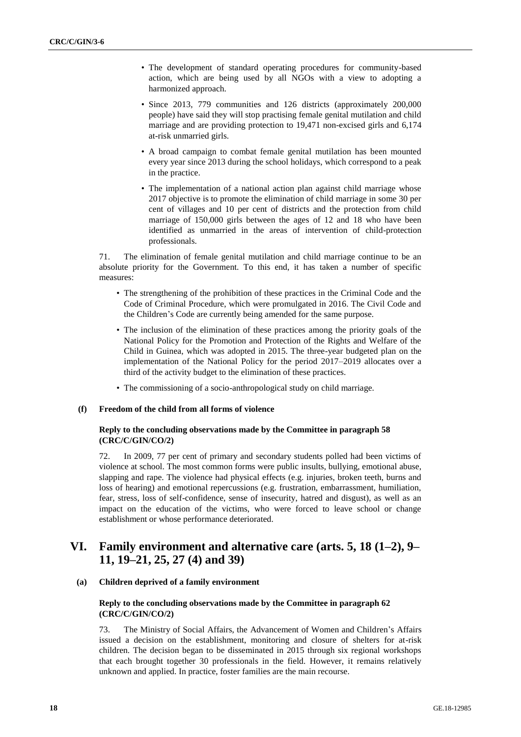- The development of standard operating procedures for community-based action, which are being used by all NGOs with a view to adopting a harmonized approach.
- Since 2013, 779 communities and 126 districts (approximately 200,000 people) have said they will stop practising female genital mutilation and child marriage and are providing protection to 19,471 non-excised girls and 6,174 at-risk unmarried girls.
- A broad campaign to combat female genital mutilation has been mounted every year since 2013 during the school holidays, which correspond to a peak in the practice.
- The implementation of a national action plan against child marriage whose 2017 objective is to promote the elimination of child marriage in some 30 per cent of villages and 10 per cent of districts and the protection from child marriage of 150,000 girls between the ages of 12 and 18 who have been identified as unmarried in the areas of intervention of child-protection professionals.

71. The elimination of female genital mutilation and child marriage continue to be an absolute priority for the Government. To this end, it has taken a number of specific measures:

- The strengthening of the prohibition of these practices in the Criminal Code and the Code of Criminal Procedure, which were promulgated in 2016. The Civil Code and the Children's Code are currently being amended for the same purpose.
- The inclusion of the elimination of these practices among the priority goals of the National Policy for the Promotion and Protection of the Rights and Welfare of the Child in Guinea, which was adopted in 2015. The three-year budgeted plan on the implementation of the National Policy for the period 2017–2019 allocates over a third of the activity budget to the elimination of these practices.
- The commissioning of a socio-anthropological study on child marriage.

### (f) Freedom of the child from all forms of violence

#### Reply to the concluding observations made by the Committee in paragraph 58 (CRC/C/GIN/CO/2)

72. In 2009, 77 per cent of primary and secondary students polled had been victims of violence at school. The most common forms were public insults, bullying, emotional abuse, slapping and rape. The violence had physical effects (e.g. injuries, broken teeth, burns and loss of hearing) and emotional repercussions (e.g. frustration, embarrassment, humiliation, fear, stress, loss of self-confidence, sense of insecurity, hatred and disgust), as well as an impact on the education of the victims, who were forced to leave school or change establishment or whose performance deteriorated.

## VI. Family environment and alternative care (arts. 5, 18 (1–2), 9–11, 19–21, 25, 27 (4) and 39)

### (a) Children deprived of a family environment

#### Reply to the concluding observations made by the Committee in paragraph 62 (CRC/C/GIN/CO/2)

73. The Ministry of Social Affairs, the Advancement of Women and Children's Affairs issued a decision on the establishment, monitoring and closure of shelters for at-risk children. The decision began to be disseminated in 2015 through six regional workshops that each brought together 30 professionals in the field. However, it remains relatively unknown and applied. In practice, foster families are the main recourse.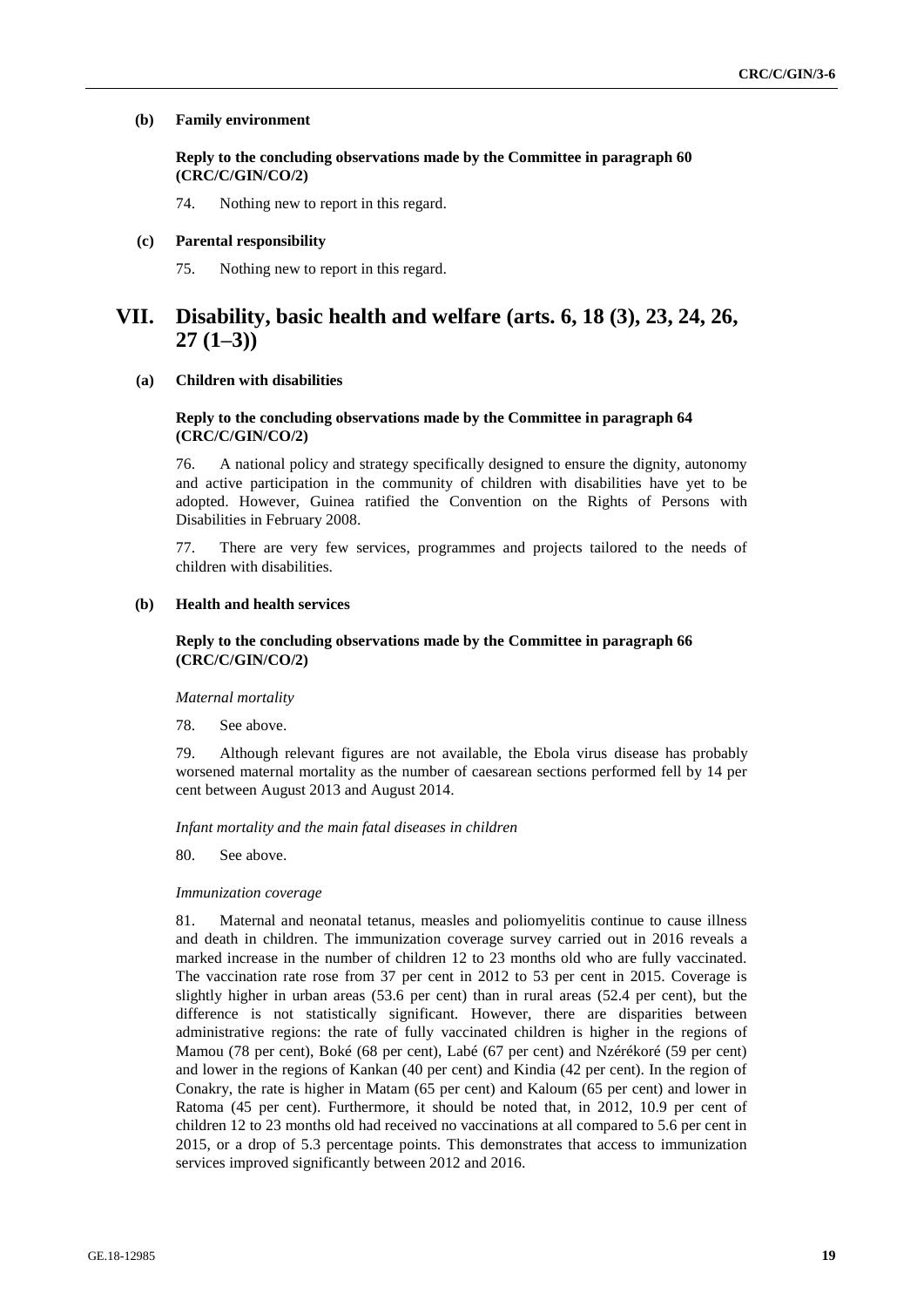### (b) Family environment

**Reply to the concluding observations made by the Committee in paragraph 60 (CRC/C/GIN/CO/2)**

74. Nothing new to report in this regard.

### (c) Parental responsibility

75. Nothing new to report in this regard.

## VII. Disability, basic health and welfare (arts. 6, 18 (3), 23, 24, 26, 27 (1–3))

### (a) Children with disabilities

**Reply to the concluding observations made by the Committee in paragraph 64 (CRC/C/GIN/CO/2)**

76. A national policy and strategy specifically designed to ensure the dignity, autonomy and active participation in the community of children with disabilities have yet to be adopted. However, Guinea ratified the Convention on the Rights of Persons with Disabilities in February 2008.

77. There are very few services, programmes and projects tailored to the needs of children with disabilities.

### (b) Health and health services

**Reply to the concluding observations made by the Committee in paragraph 66 (CRC/C/GIN/CO/2)**

*Maternal mortality*

78. See above.

79. Although relevant figures are not available, the Ebola virus disease has probably worsened maternal mortality as the number of caesarean sections performed fell by 14 per cent between August 2013 and August 2014.

*Infant mortality and the main fatal diseases in children*

80. See above.

*Immunization coverage*

81. Maternal and neonatal tetanus, measles and poliomyelitis continue to cause illness and death in children. The immunization coverage survey carried out in 2016 reveals a marked increase in the number of children 12 to 23 months old who are fully vaccinated. The vaccination rate rose from 37 per cent in 2012 to 53 per cent in 2015. Coverage is slightly higher in urban areas (53.6 per cent) than in rural areas (52.4 per cent), but the difference is not statistically significant. However, there are disparities between administrative regions: the rate of fully vaccinated children is higher in the regions of Mamou (78 per cent), Boké (68 per cent), Labé (67 per cent) and Nzérékoré (59 per cent) and lower in the regions of Kankan (40 per cent) and Kindia (42 per cent). In the region of Conakry, the rate is higher in Matam (65 per cent) and Kaloum (65 per cent) and lower in Ratoma (45 per cent). Furthermore, it should be noted that, in 2012, 10.9 per cent of children 12 to 23 months old had received no vaccinations at all compared to 5.6 per cent in 2015, or a drop of 5.3 percentage points. This demonstrates that access to immunization services improved significantly between 2012 and 2016.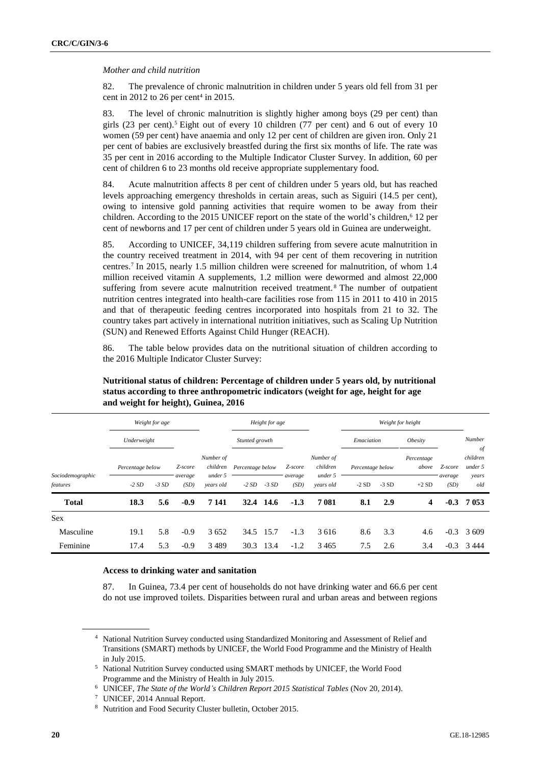*Mother and child nutrition*

82. The prevalence of chronic malnutrition in children under 5 years old fell from 31 per cent in 2012 to 26 per cent[4] in 2015.

83. The level of chronic malnutrition is slightly higher among boys (29 per cent) than girls (23 per cent).[5] Eight out of every 10 children (77 per cent) and 6 out of every 10 women (59 per cent) have anaemia and only 12 per cent of children are given iron. Only 21 per cent of babies are exclusively breastfed during the first six months of life. The rate was 35 per cent in 2016 according to the Multiple Indicator Cluster Survey. In addition, 60 per cent of children 6 to 23 months old receive appropriate supplementary food.

84. Acute malnutrition affects 8 per cent of children under 5 years old, but has reached levels approaching emergency thresholds in certain areas, such as Siguiri (14.5 per cent), owing to intensive gold panning activities that require women to be away from their children. According to the 2015 UNICEF report on the state of the world's children,[6] 12 per cent of newborns and 17 per cent of children under 5 years old in Guinea are underweight.

85. According to UNICEF, 34,119 children suffering from severe acute malnutrition in the country received treatment in 2014, with 94 per cent of them recovering in nutrition centres.[7] In 2015, nearly 1.5 million children were screened for malnutrition, of whom 1.4 million received vitamin A supplements, 1.2 million were dewormed and almost 22,000 suffering from severe acute malnutrition received treatment.[8] The number of outpatient nutrition centres integrated into health-care facilities rose from 115 in 2011 to 410 in 2015 and that of therapeutic feeding centres incorporated into hospitals from 21 to 32. The country takes part actively in international nutrition initiatives, such as Scaling Up Nutrition (SUN) and Renewed Efforts Against Child Hunger (REACH).

86. The table below provides data on the nutritional situation of children according to the 2016 Multiple Indicator Cluster Survey:

**Nutritional status of children: Percentage of children under 5 years old, by nutritional status according to three anthropometric indicators (weight for age, height for age and weight for height), Guinea, 2016**

| Sociodemographic features | Weight for age | | | | Height for age | | | | Weight for height | | | | |
|---|---|---|---|---|---|---|---|---|---|---|---|---|---|
| | Underweight | | | | Stunted growth | | | | Emaciation | | Obesity | | |
| | Percentage below | | Z-score average (SD) | Number of children under 5 years old | Percentage below | | Z-score average (SD) | Number of children under 5 years old | Percentage below | | Percentage above | Z-score average (SD) | Number of children under 5 years old |
| | -2 SD | -3 SD | | | -2 SD | -3 SD | | | -2 SD | -3 SD | +2 SD | | |
| **Total** | **18.3** | **5.6** | **-0.9** | **7 141** | **32.4** | **14.6** | **-1.3** | **7 081** | **8.1** | **2.9** | **4** | **-0.3** | **7 053** |
| Sex | | | | | | | | | | | | | |
| Masculine | 19.1 | 5.8 | -0.9 | 3 652 | 34.5 | 15.7 | -1.3 | 3 616 | 8.6 | 3.3 | 4.6 | -0.3 | 3 609 |
| Feminine | 17.4 | 5.3 | -0.9 | 3 489 | 30.3 | 13.4 | -1.2 | 3 465 | 7.5 | 2.6 | 3.4 | -0.3 | 3 444 |

**Access to drinking water and sanitation**

87. In Guinea, 73.4 per cent of households do not have drinking water and 66.6 per cent do not use improved toilets. Disparities between rural and urban areas and between regions

---

[4] National Nutrition Survey conducted using Standardized Monitoring and Assessment of Relief and Transitions (SMART) methods by UNICEF, the World Food Programme and the Ministry of Health in July 2015.

[5] National Nutrition Survey conducted using SMART methods by UNICEF, the World Food Programme and the Ministry of Health in July 2015.

[6] UNICEF, *The State of the World's Children Report 2015 Statistical Tables* (Nov 20, 2014).

[7] UNICEF, 2014 Annual Report.

[8] Nutrition and Food Security Cluster bulletin, October 2015.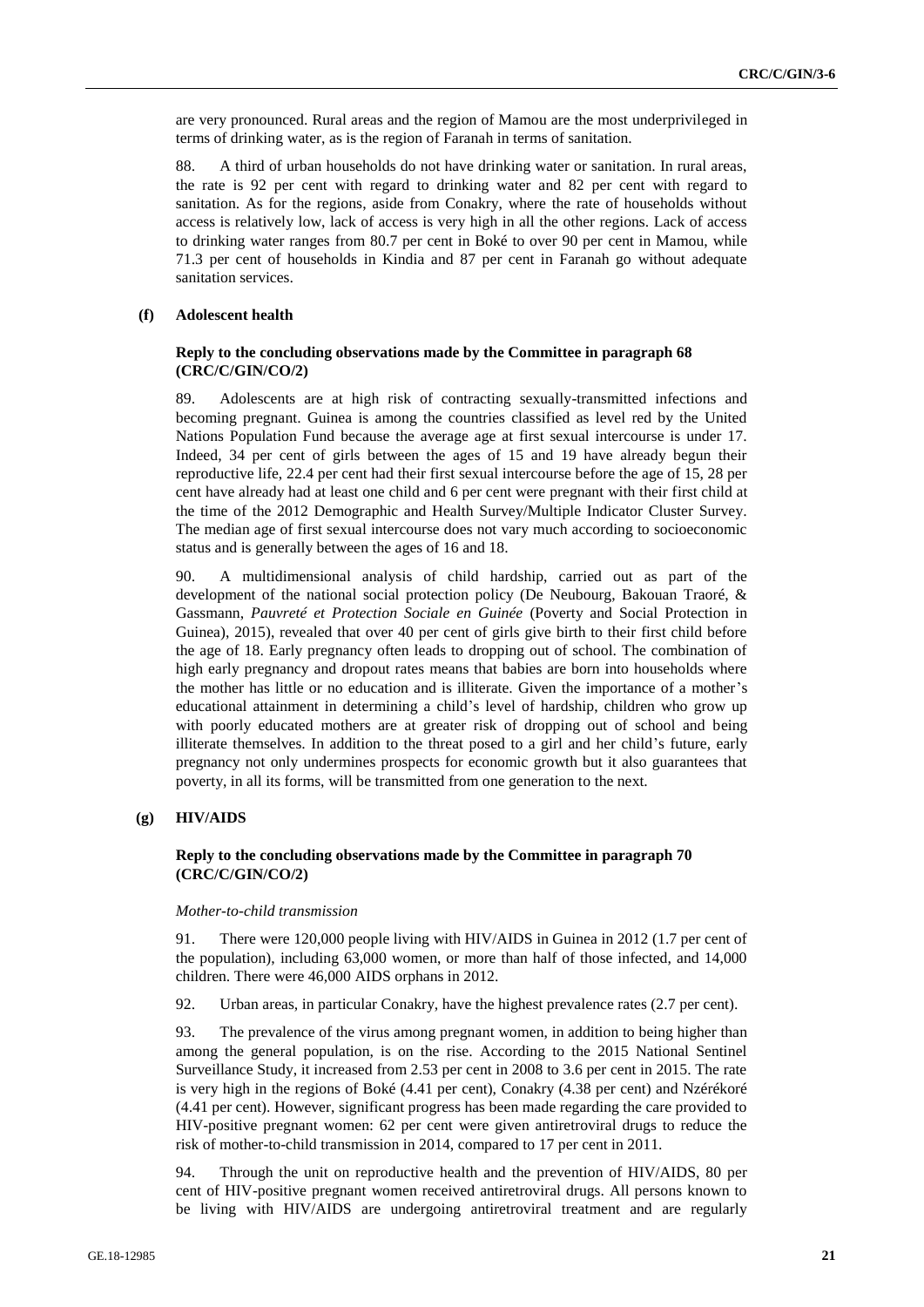are very pronounced. Rural areas and the region of Mamou are the most underprivileged in terms of drinking water, as is the region of Faranah in terms of sanitation.

88. A third of urban households do not have drinking water or sanitation. In rural areas, the rate is 92 per cent with regard to drinking water and 82 per cent with regard to sanitation. As for the regions, aside from Conakry, where the rate of households without access is relatively low, lack of access is very high in all the other regions. Lack of access to drinking water ranges from 80.7 per cent in Boké to over 90 per cent in Mamou, while 71.3 per cent of households in Kindia and 87 per cent in Faranah go without adequate sanitation services.

### (f) Adolescent health

#### Reply to the concluding observations made by the Committee in paragraph 68 (CRC/C/GIN/CO/2)

89. Adolescents are at high risk of contracting sexually-transmitted infections and becoming pregnant. Guinea is among the countries classified as level red by the United Nations Population Fund because the average age at first sexual intercourse is under 17. Indeed, 34 per cent of girls between the ages of 15 and 19 have already begun their reproductive life, 22.4 per cent had their first sexual intercourse before the age of 15, 28 per cent have already had at least one child and 6 per cent were pregnant with their first child at the time of the 2012 Demographic and Health Survey/Multiple Indicator Cluster Survey. The median age of first sexual intercourse does not vary much according to socioeconomic status and is generally between the ages of 16 and 18.

90. A multidimensional analysis of child hardship, carried out as part of the development of the national social protection policy (De Neubourg, Bakouan Traoré, & Gassmann, *Pauvreté et Protection Sociale en Guinée* (Poverty and Social Protection in Guinea), 2015), revealed that over 40 per cent of girls give birth to their first child before the age of 18. Early pregnancy often leads to dropping out of school. The combination of high early pregnancy and dropout rates means that babies are born into households where the mother has little or no education and is illiterate. Given the importance of a mother's educational attainment in determining a child's level of hardship, children who grow up with poorly educated mothers are at greater risk of dropping out of school and being illiterate themselves. In addition to the threat posed to a girl and her child's future, early pregnancy not only undermines prospects for economic growth but it also guarantees that poverty, in all its forms, will be transmitted from one generation to the next.

### (g) HIV/AIDS

#### Reply to the concluding observations made by the Committee in paragraph 70 (CRC/C/GIN/CO/2)

*Mother-to-child transmission*

91. There were 120,000 people living with HIV/AIDS in Guinea in 2012 (1.7 per cent of the population), including 63,000 women, or more than half of those infected, and 14,000 children. There were 46,000 AIDS orphans in 2012.

92. Urban areas, in particular Conakry, have the highest prevalence rates (2.7 per cent).

93. The prevalence of the virus among pregnant women, in addition to being higher than among the general population, is on the rise. According to the 2015 National Sentinel Surveillance Study, it increased from 2.53 per cent in 2008 to 3.6 per cent in 2015. The rate is very high in the regions of Boké (4.41 per cent), Conakry (4.38 per cent) and Nzérékoré (4.41 per cent). However, significant progress has been made regarding the care provided to HIV-positive pregnant women: 62 per cent were given antiretroviral drugs to reduce the risk of mother-to-child transmission in 2014, compared to 17 per cent in 2011.

94. Through the unit on reproductive health and the prevention of HIV/AIDS, 80 per cent of HIV-positive pregnant women received antiretroviral drugs. All persons known to be living with HIV/AIDS are undergoing antiretroviral treatment and are regularly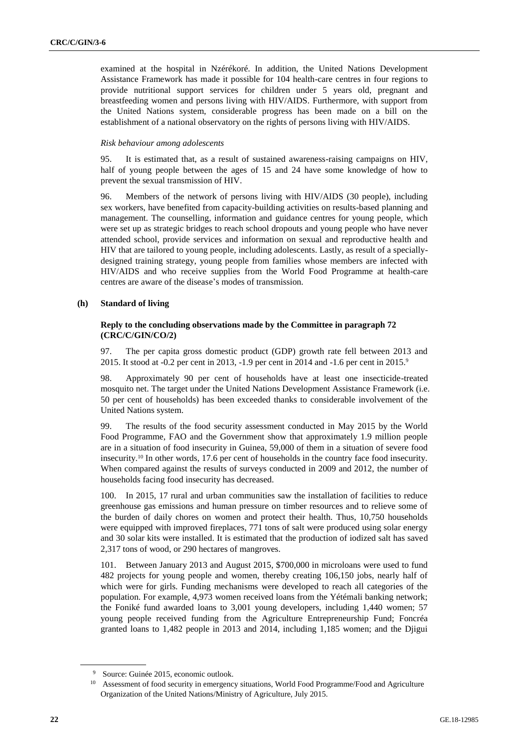examined at the hospital in Nzérékoré. In addition, the United Nations Development Assistance Framework has made it possible for 104 health-care centres in four regions to provide nutritional support services for children under 5 years old, pregnant and breastfeeding women and persons living with HIV/AIDS. Furthermore, with support from the United Nations system, considerable progress has been made on a bill on the establishment of a national observatory on the rights of persons living with HIV/AIDS.

*Risk behaviour among adolescents*

95. It is estimated that, as a result of sustained awareness-raising campaigns on HIV, half of young people between the ages of 15 and 24 have some knowledge of how to prevent the sexual transmission of HIV.

96. Members of the network of persons living with HIV/AIDS (30 people), including sex workers, have benefited from capacity-building activities on results-based planning and management. The counselling, information and guidance centres for young people, which were set up as strategic bridges to reach school dropouts and young people who have never attended school, provide services and information on sexual and reproductive health and HIV that are tailored to young people, including adolescents. Lastly, as result of a specially-designed training strategy, young people from families whose members are infected with HIV/AIDS and who receive supplies from the World Food Programme at health-care centres are aware of the disease's modes of transmission.

### (h) Standard of living

#### Reply to the concluding observations made by the Committee in paragraph 72 (CRC/C/GIN/CO/2)

97. The per capita gross domestic product (GDP) growth rate fell between 2013 and 2015. It stood at -0.2 per cent in 2013, -1.9 per cent in 2014 and -1.6 per cent in 2015.[9]

98. Approximately 90 per cent of households have at least one insecticide-treated mosquito net. The target under the United Nations Development Assistance Framework (i.e. 50 per cent of households) has been exceeded thanks to considerable involvement of the United Nations system.

99. The results of the food security assessment conducted in May 2015 by the World Food Programme, FAO and the Government show that approximately 1.9 million people are in a situation of food insecurity in Guinea, 59,000 of them in a situation of severe food insecurity.[10] In other words, 17.6 per cent of households in the country face food insecurity. When compared against the results of surveys conducted in 2009 and 2012, the number of households facing food insecurity has decreased.

100. In 2015, 17 rural and urban communities saw the installation of facilities to reduce greenhouse gas emissions and human pressure on timber resources and to relieve some of the burden of daily chores on women and protect their health. Thus, 10,750 households were equipped with improved fireplaces, 771 tons of salt were produced using solar energy and 30 solar kits were installed. It is estimated that the production of iodized salt has saved 2,317 tons of wood, or 290 hectares of mangroves.

101. Between January 2013 and August 2015, $700,000 in microloans were used to fund 482 projects for young people and women, thereby creating 106,150 jobs, nearly half of which were for girls. Funding mechanisms were developed to reach all categories of the population. For example, 4,973 women received loans from the Yétémali banking network; the Foniké fund awarded loans to 3,001 young developers, including 1,440 women; 57 young people received funding from the Agriculture Entrepreneurship Fund; Foncréa granted loans to 1,482 people in 2013 and 2014, including 1,185 women; and the Djigui

---

[9] Source: Guinée 2015, economic outlook.

[10] Assessment of food security in emergency situations, World Food Programme/Food and Agriculture Organization of the United Nations/Ministry of Agriculture, July 2015.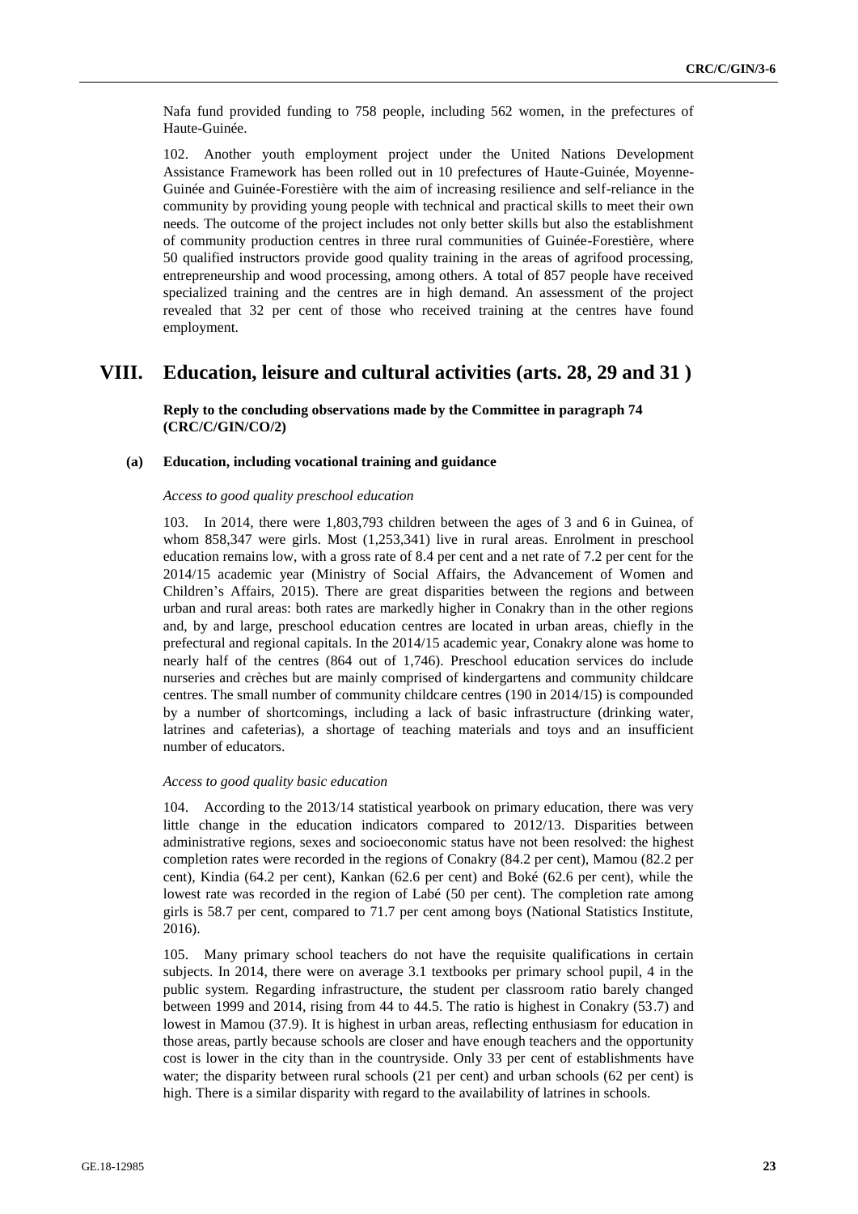Nafa fund provided funding to 758 people, including 562 women, in the prefectures of Haute-Guinée.

102. Another youth employment project under the United Nations Development Assistance Framework has been rolled out in 10 prefectures of Haute-Guinée, Moyenne-Guinée and Guinée-Forestière with the aim of increasing resilience and self-reliance in the community by providing young people with technical and practical skills to meet their own needs. The outcome of the project includes not only better skills but also the establishment of community production centres in three rural communities of Guinée-Forestière, where 50 qualified instructors provide good quality training in the areas of agrifood processing, entrepreneurship and wood processing, among others. A total of 857 people have received specialized training and the centres are in high demand. An assessment of the project revealed that 32 per cent of those who received training at the centres have found employment.

# VIII. Education, leisure and cultural activities (arts. 28, 29 and 31 )

**Reply to the concluding observations made by the Committee in paragraph 74 (CRC/C/GIN/CO/2)**

### (a) Education, including vocational training and guidance

*Access to good quality preschool education*

103. In 2014, there were 1,803,793 children between the ages of 3 and 6 in Guinea, of whom 858,347 were girls. Most (1,253,341) live in rural areas. Enrolment in preschool education remains low, with a gross rate of 8.4 per cent and a net rate of 7.2 per cent for the 2014/15 academic year (Ministry of Social Affairs, the Advancement of Women and Children's Affairs, 2015). There are great disparities between the regions and between urban and rural areas: both rates are markedly higher in Conakry than in the other regions and, by and large, preschool education centres are located in urban areas, chiefly in the prefectural and regional capitals. In the 2014/15 academic year, Conakry alone was home to nearly half of the centres (864 out of 1,746). Preschool education services do include nurseries and crèches but are mainly comprised of kindergartens and community childcare centres. The small number of community childcare centres (190 in 2014/15) is compounded by a number of shortcomings, including a lack of basic infrastructure (drinking water, latrines and cafeterias), a shortage of teaching materials and toys and an insufficient number of educators.

*Access to good quality basic education*

104. According to the 2013/14 statistical yearbook on primary education, there was very little change in the education indicators compared to 2012/13. Disparities between administrative regions, sexes and socioeconomic status have not been resolved: the highest completion rates were recorded in the regions of Conakry (84.2 per cent), Mamou (82.2 per cent), Kindia (64.2 per cent), Kankan (62.6 per cent) and Boké (62.6 per cent), while the lowest rate was recorded in the region of Labé (50 per cent). The completion rate among girls is 58.7 per cent, compared to 71.7 per cent among boys (National Statistics Institute, 2016).

105. Many primary school teachers do not have the requisite qualifications in certain subjects. In 2014, there were on average 3.1 textbooks per primary school pupil, 4 in the public system. Regarding infrastructure, the student per classroom ratio barely changed between 1999 and 2014, rising from 44 to 44.5. The ratio is highest in Conakry (53.7) and lowest in Mamou (37.9). It is highest in urban areas, reflecting enthusiasm for education in those areas, partly because schools are closer and have enough teachers and the opportunity cost is lower in the city than in the countryside. Only 33 per cent of establishments have water; the disparity between rural schools (21 per cent) and urban schools (62 per cent) is high. There is a similar disparity with regard to the availability of latrines in schools.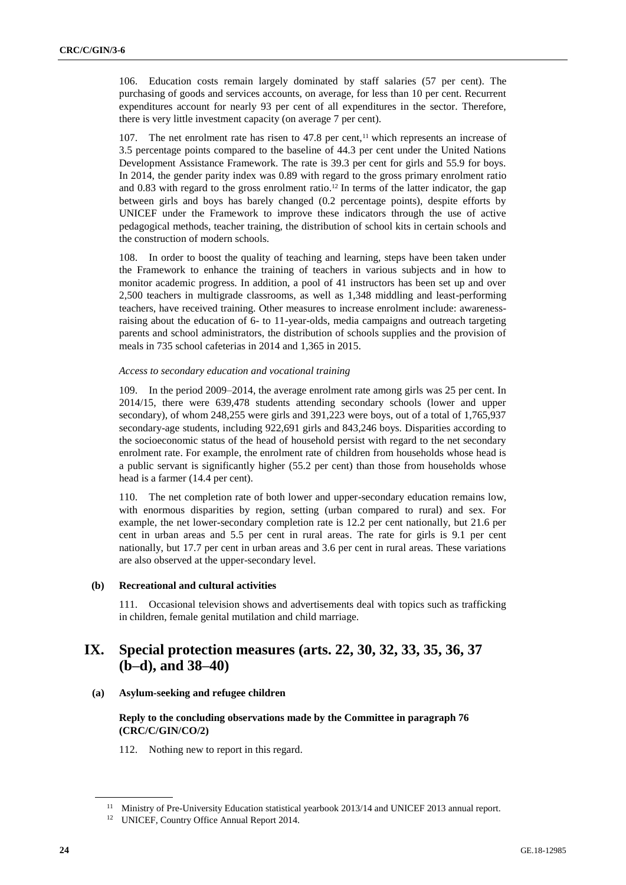106. Education costs remain largely dominated by staff salaries (57 per cent). The purchasing of goods and services accounts, on average, for less than 10 per cent. Recurrent expenditures account for nearly 93 per cent of all expenditures in the sector. Therefore, there is very little investment capacity (on average 7 per cent).

107. The net enrolment rate has risen to 47.8 per cent,[11] which represents an increase of 3.5 percentage points compared to the baseline of 44.3 per cent under the United Nations Development Assistance Framework. The rate is 39.3 per cent for girls and 55.9 for boys. In 2014, the gender parity index was 0.89 with regard to the gross primary enrolment ratio and 0.83 with regard to the gross enrolment ratio.[12] In terms of the latter indicator, the gap between girls and boys has barely changed (0.2 percentage points), despite efforts by UNICEF under the Framework to improve these indicators through the use of active pedagogical methods, teacher training, the distribution of school kits in certain schools and the construction of modern schools.

108. In order to boost the quality of teaching and learning, steps have been taken under the Framework to enhance the training of teachers in various subjects and in how to monitor academic progress. In addition, a pool of 41 instructors has been set up and over 2,500 teachers in multigrade classrooms, as well as 1,348 middling and least-performing teachers, have received training. Other measures to increase enrolment include: awareness-raising about the education of 6- to 11-year-olds, media campaigns and outreach targeting parents and school administrators, the distribution of schools supplies and the provision of meals in 735 school cafeterias in 2014 and 1,365 in 2015.

*Access to secondary education and vocational training*

109. In the period 2009–2014, the average enrolment rate among girls was 25 per cent. In 2014/15, there were 639,478 students attending secondary schools (lower and upper secondary), of whom 248,255 were girls and 391,223 were boys, out of a total of 1,765,937 secondary-age students, including 922,691 girls and 843,246 boys. Disparities according to the socioeconomic status of the head of household persist with regard to the net secondary enrolment rate. For example, the enrolment rate of children from households whose head is a public servant is significantly higher (55.2 per cent) than those from households whose head is a farmer (14.4 per cent).

110. The net completion rate of both lower and upper-secondary education remains low, with enormous disparities by region, setting (urban compared to rural) and sex. For example, the net lower-secondary completion rate is 12.2 per cent nationally, but 21.6 per cent in urban areas and 5.5 per cent in rural areas. The rate for girls is 9.1 per cent nationally, but 17.7 per cent in urban areas and 3.6 per cent in rural areas. These variations are also observed at the upper-secondary level.

### (b) Recreational and cultural activities

111. Occasional television shows and advertisements deal with topics such as trafficking in children, female genital mutilation and child marriage.

## IX. Special protection measures (arts. 22, 30, 32, 33, 35, 36, 37 (b–d), and 38–40)

### (a) Asylum-seeking and refugee children

**Reply to the concluding observations made by the Committee in paragraph 76 (CRC/C/GIN/CO/2)**

112. Nothing new to report in this regard.

---

[11] Ministry of Pre-University Education statistical yearbook 2013/14 and UNICEF 2013 annual report.

[12] UNICEF, Country Office Annual Report 2014.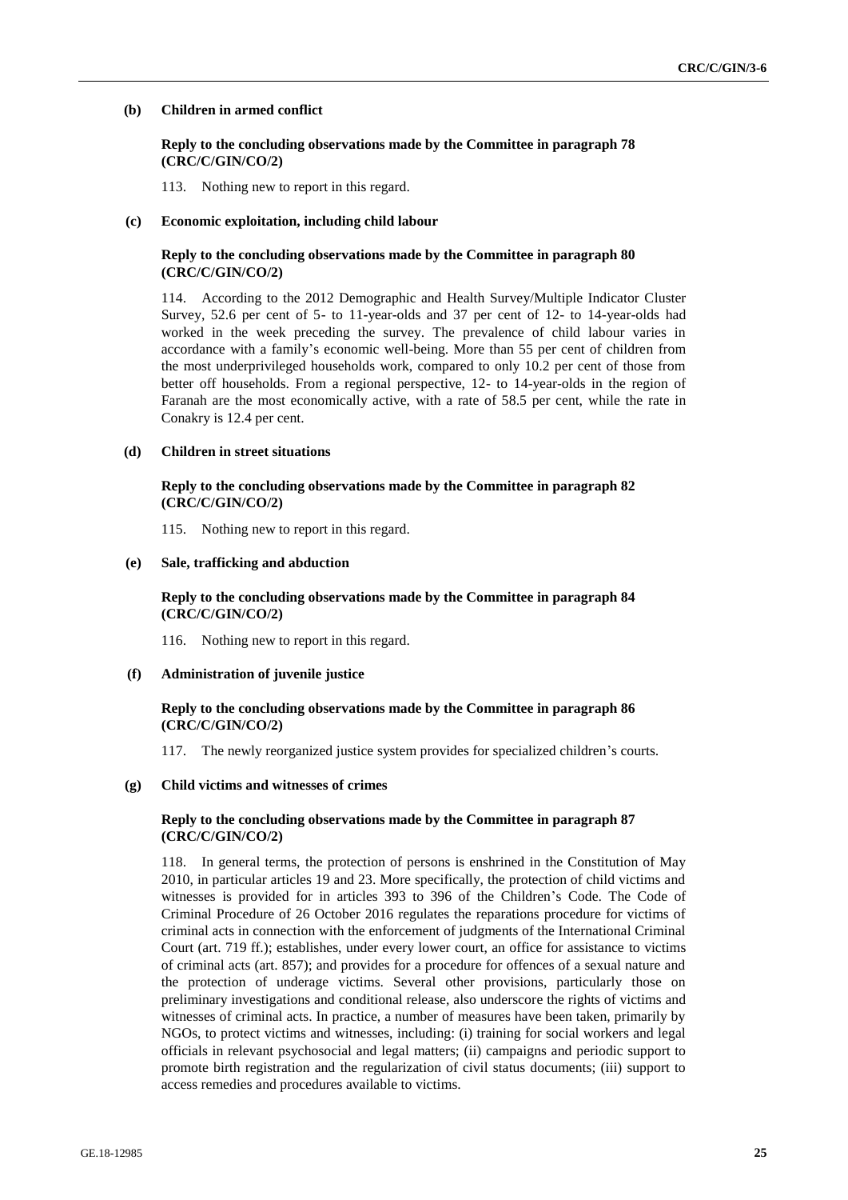### (b) Children in armed conflict

**Reply to the concluding observations made by the Committee in paragraph 78 (CRC/C/GIN/CO/2)**

113. Nothing new to report in this regard.

### (c) Economic exploitation, including child labour

**Reply to the concluding observations made by the Committee in paragraph 80 (CRC/C/GIN/CO/2)**

114. According to the 2012 Demographic and Health Survey/Multiple Indicator Cluster Survey, 52.6 per cent of 5- to 11-year-olds and 37 per cent of 12- to 14-year-olds had worked in the week preceding the survey. The prevalence of child labour varies in accordance with a family's economic well-being. More than 55 per cent of children from the most underprivileged households work, compared to only 10.2 per cent of those from better off households. From a regional perspective, 12- to 14-year-olds in the region of Faranah are the most economically active, with a rate of 58.5 per cent, while the rate in Conakry is 12.4 per cent.

### (d) Children in street situations

**Reply to the concluding observations made by the Committee in paragraph 82 (CRC/C/GIN/CO/2)**

115. Nothing new to report in this regard.

### (e) Sale, trafficking and abduction

**Reply to the concluding observations made by the Committee in paragraph 84 (CRC/C/GIN/CO/2)**

116. Nothing new to report in this regard.

### (f) Administration of juvenile justice

**Reply to the concluding observations made by the Committee in paragraph 86 (CRC/C/GIN/CO/2)**

117. The newly reorganized justice system provides for specialized children's courts.

### (g) Child victims and witnesses of crimes

**Reply to the concluding observations made by the Committee in paragraph 87 (CRC/C/GIN/CO/2)**

118. In general terms, the protection of persons is enshrined in the Constitution of May 2010, in particular articles 19 and 23. More specifically, the protection of child victims and witnesses is provided for in articles 393 to 396 of the Children's Code. The Code of Criminal Procedure of 26 October 2016 regulates the reparations procedure for victims of criminal acts in connection with the enforcement of judgments of the International Criminal Court (art. 719 ff.); establishes, under every lower court, an office for assistance to victims of criminal acts (art. 857); and provides for a procedure for offences of a sexual nature and the protection of underage victims. Several other provisions, particularly those on preliminary investigations and conditional release, also underscore the rights of victims and witnesses of criminal acts. In practice, a number of measures have been taken, primarily by NGOs, to protect victims and witnesses, including: (i) training for social workers and legal officials in relevant psychosocial and legal matters; (ii) campaigns and periodic support to promote birth registration and the regularization of civil status documents; (iii) support to access remedies and procedures available to victims.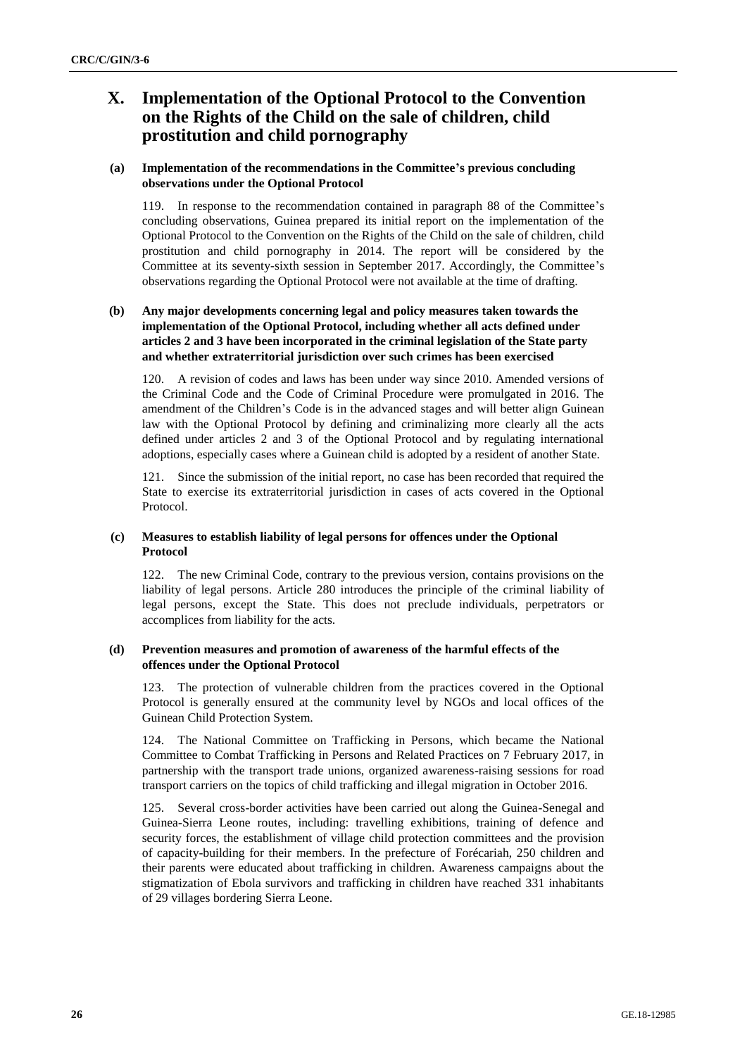## X. Implementation of the Optional Protocol to the Convention on the Rights of the Child on the sale of children, child prostitution and child pornography

### (a) Implementation of the recommendations in the Committee's previous concluding observations under the Optional Protocol

119. In response to the recommendation contained in paragraph 88 of the Committee's concluding observations, Guinea prepared its initial report on the implementation of the Optional Protocol to the Convention on the Rights of the Child on the sale of children, child prostitution and child pornography in 2014. The report will be considered by the Committee at its seventy-sixth session in September 2017. Accordingly, the Committee's observations regarding the Optional Protocol were not available at the time of drafting.

### (b) Any major developments concerning legal and policy measures taken towards the implementation of the Optional Protocol, including whether all acts defined under articles 2 and 3 have been incorporated in the criminal legislation of the State party and whether extraterritorial jurisdiction over such crimes has been exercised

120. A revision of codes and laws has been under way since 2010. Amended versions of the Criminal Code and the Code of Criminal Procedure were promulgated in 2016. The amendment of the Children's Code is in the advanced stages and will better align Guinean law with the Optional Protocol by defining and criminalizing more clearly all the acts defined under articles 2 and 3 of the Optional Protocol and by regulating international adoptions, especially cases where a Guinean child is adopted by a resident of another State.

121. Since the submission of the initial report, no case has been recorded that required the State to exercise its extraterritorial jurisdiction in cases of acts covered in the Optional Protocol.

### (c) Measures to establish liability of legal persons for offences under the Optional Protocol

122. The new Criminal Code, contrary to the previous version, contains provisions on the liability of legal persons. Article 280 introduces the principle of the criminal liability of legal persons, except the State. This does not preclude individuals, perpetrators or accomplices from liability for the acts.

### (d) Prevention measures and promotion of awareness of the harmful effects of the offences under the Optional Protocol

123. The protection of vulnerable children from the practices covered in the Optional Protocol is generally ensured at the community level by NGOs and local offices of the Guinean Child Protection System.

124. The National Committee on Trafficking in Persons, which became the National Committee to Combat Trafficking in Persons and Related Practices on 7 February 2017, in partnership with the transport trade unions, organized awareness-raising sessions for road transport carriers on the topics of child trafficking and illegal migration in October 2016.

125. Several cross-border activities have been carried out along the Guinea-Senegal and Guinea-Sierra Leone routes, including: travelling exhibitions, training of defence and security forces, the establishment of village child protection committees and the provision of capacity-building for their members. In the prefecture of Forécariah, 250 children and their parents were educated about trafficking in children. Awareness campaigns about the stigmatization of Ebola survivors and trafficking in children have reached 331 inhabitants of 29 villages bordering Sierra Leone.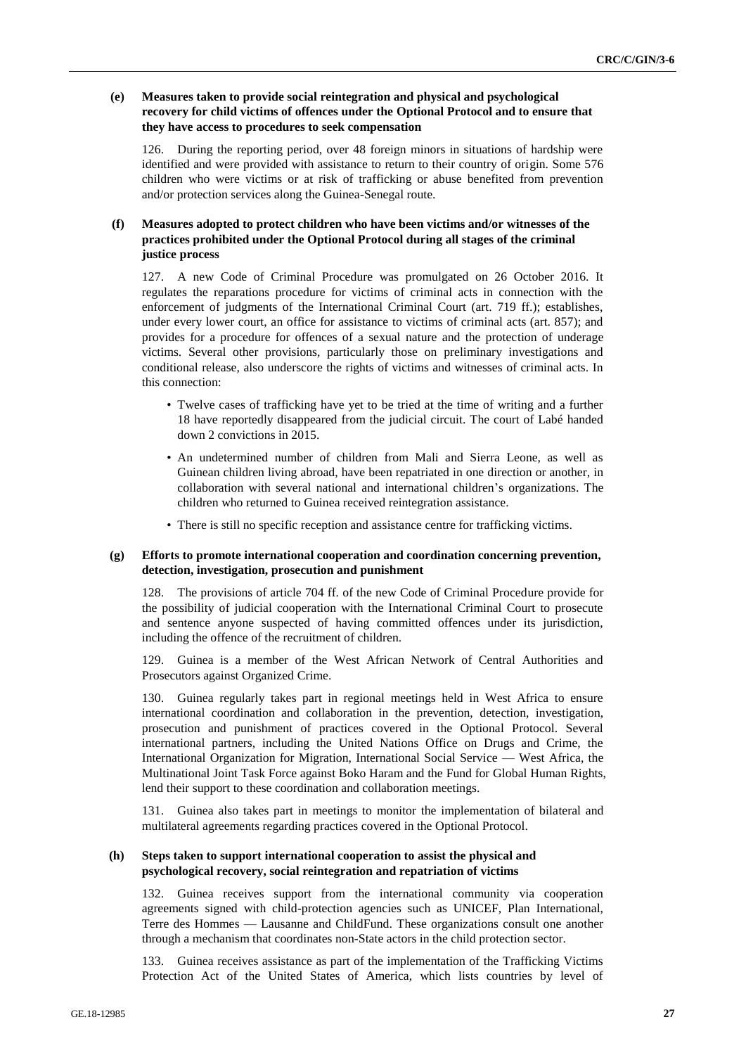#### (e) Measures taken to provide social reintegration and physical and psychological recovery for child victims of offences under the Optional Protocol and to ensure that they have access to procedures to seek compensation

126. During the reporting period, over 48 foreign minors in situations of hardship were identified and were provided with assistance to return to their country of origin. Some 576 children who were victims or at risk of trafficking or abuse benefited from prevention and/or protection services along the Guinea-Senegal route.

#### (f) Measures adopted to protect children who have been victims and/or witnesses of the practices prohibited under the Optional Protocol during all stages of the criminal justice process

127. A new Code of Criminal Procedure was promulgated on 26 October 2016. It regulates the reparations procedure for victims of criminal acts in connection with the enforcement of judgments of the International Criminal Court (art. 719 ff.); establishes, under every lower court, an office for assistance to victims of criminal acts (art. 857); and provides for a procedure for offences of a sexual nature and the protection of underage victims. Several other provisions, particularly those on preliminary investigations and conditional release, also underscore the rights of victims and witnesses of criminal acts. In this connection:

- Twelve cases of trafficking have yet to be tried at the time of writing and a further 18 have reportedly disappeared from the judicial circuit. The court of Labé handed down 2 convictions in 2015.
- An undetermined number of children from Mali and Sierra Leone, as well as Guinean children living abroad, have been repatriated in one direction or another, in collaboration with several national and international children's organizations. The children who returned to Guinea received reintegration assistance.
- There is still no specific reception and assistance centre for trafficking victims.

#### (g) Efforts to promote international cooperation and coordination concerning prevention, detection, investigation, prosecution and punishment

128. The provisions of article 704 ff. of the new Code of Criminal Procedure provide for the possibility of judicial cooperation with the International Criminal Court to prosecute and sentence anyone suspected of having committed offences under its jurisdiction, including the offence of the recruitment of children.

129. Guinea is a member of the West African Network of Central Authorities and Prosecutors against Organized Crime.

130. Guinea regularly takes part in regional meetings held in West Africa to ensure international coordination and collaboration in the prevention, detection, investigation, prosecution and punishment of practices covered in the Optional Protocol. Several international partners, including the United Nations Office on Drugs and Crime, the International Organization for Migration, International Social Service — West Africa, the Multinational Joint Task Force against Boko Haram and the Fund for Global Human Rights, lend their support to these coordination and collaboration meetings.

131. Guinea also takes part in meetings to monitor the implementation of bilateral and multilateral agreements regarding practices covered in the Optional Protocol.

#### (h) Steps taken to support international cooperation to assist the physical and psychological recovery, social reintegration and repatriation of victims

132. Guinea receives support from the international community via cooperation agreements signed with child-protection agencies such as UNICEF, Plan International, Terre des Hommes — Lausanne and ChildFund. These organizations consult one another through a mechanism that coordinates non-State actors in the child protection sector.

133. Guinea receives assistance as part of the implementation of the Trafficking Victims Protection Act of the United States of America, which lists countries by level of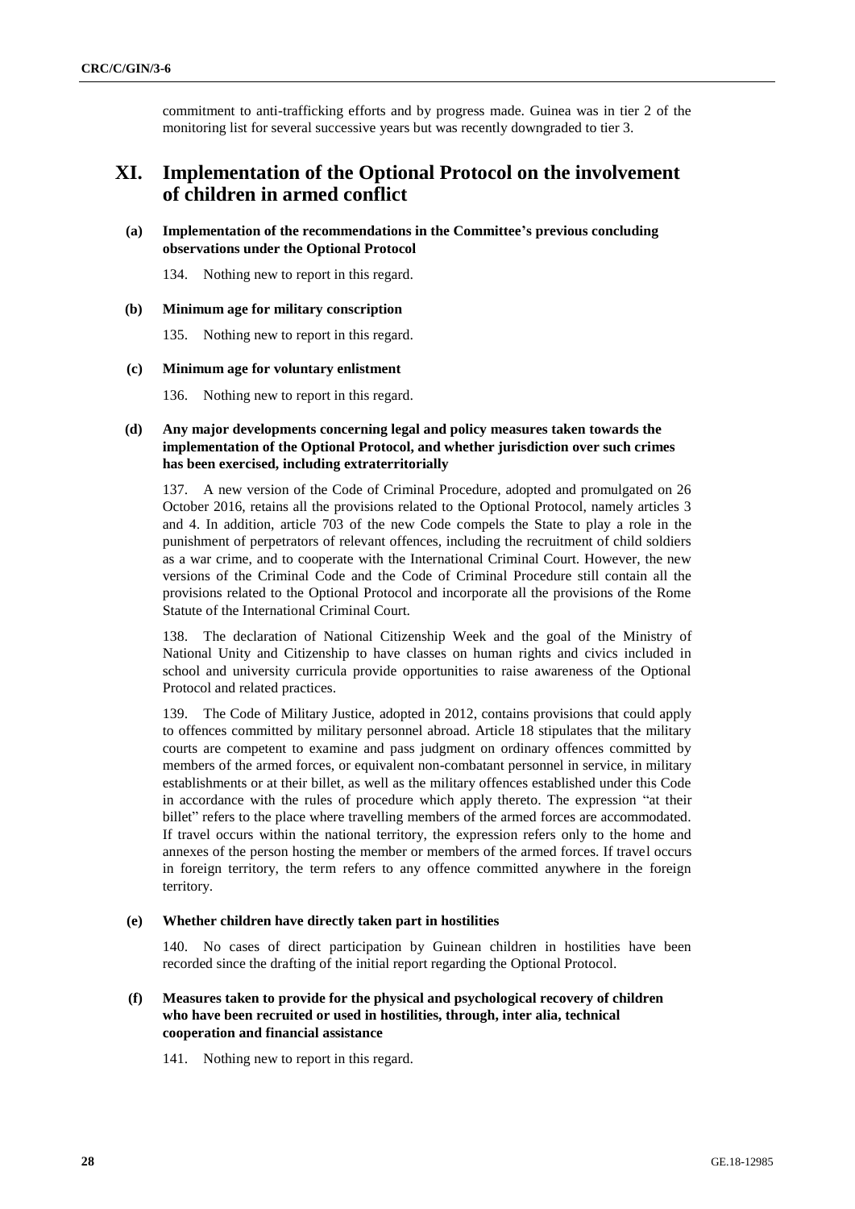commitment to anti-trafficking efforts and by progress made. Guinea was in tier 2 of the monitoring list for several successive years but was recently downgraded to tier 3.

# XI. Implementation of the Optional Protocol on the involvement of children in armed conflict

### (a) Implementation of the recommendations in the Committee's previous concluding observations under the Optional Protocol

134. Nothing new to report in this regard.

### (b) Minimum age for military conscription

135. Nothing new to report in this regard.

### (c) Minimum age for voluntary enlistment

136. Nothing new to report in this regard.

### (d) Any major developments concerning legal and policy measures taken towards the implementation of the Optional Protocol, and whether jurisdiction over such crimes has been exercised, including extraterritorially

137. A new version of the Code of Criminal Procedure, adopted and promulgated on 26 October 2016, retains all the provisions related to the Optional Protocol, namely articles 3 and 4. In addition, article 703 of the new Code compels the State to play a role in the punishment of perpetrators of relevant offences, including the recruitment of child soldiers as a war crime, and to cooperate with the International Criminal Court. However, the new versions of the Criminal Code and the Code of Criminal Procedure still contain all the provisions related to the Optional Protocol and incorporate all the provisions of the Rome Statute of the International Criminal Court.

138. The declaration of National Citizenship Week and the goal of the Ministry of National Unity and Citizenship to have classes on human rights and civics included in school and university curricula provide opportunities to raise awareness of the Optional Protocol and related practices.

139. The Code of Military Justice, adopted in 2012, contains provisions that could apply to offences committed by military personnel abroad. Article 18 stipulates that the military courts are competent to examine and pass judgment on ordinary offences committed by members of the armed forces, or equivalent non-combatant personnel in service, in military establishments or at their billet, as well as the military offences established under this Code in accordance with the rules of procedure which apply thereto. The expression "at their billet" refers to the place where travelling members of the armed forces are accommodated. If travel occurs within the national territory, the expression refers only to the home and annexes of the person hosting the member or members of the armed forces. If travel occurs in foreign territory, the term refers to any offence committed anywhere in the foreign territory.

### (e) Whether children have directly taken part in hostilities

140. No cases of direct participation by Guinean children in hostilities have been recorded since the drafting of the initial report regarding the Optional Protocol.

### (f) Measures taken to provide for the physical and psychological recovery of children who have been recruited or used in hostilities, through, inter alia, technical cooperation and financial assistance

141. Nothing new to report in this regard.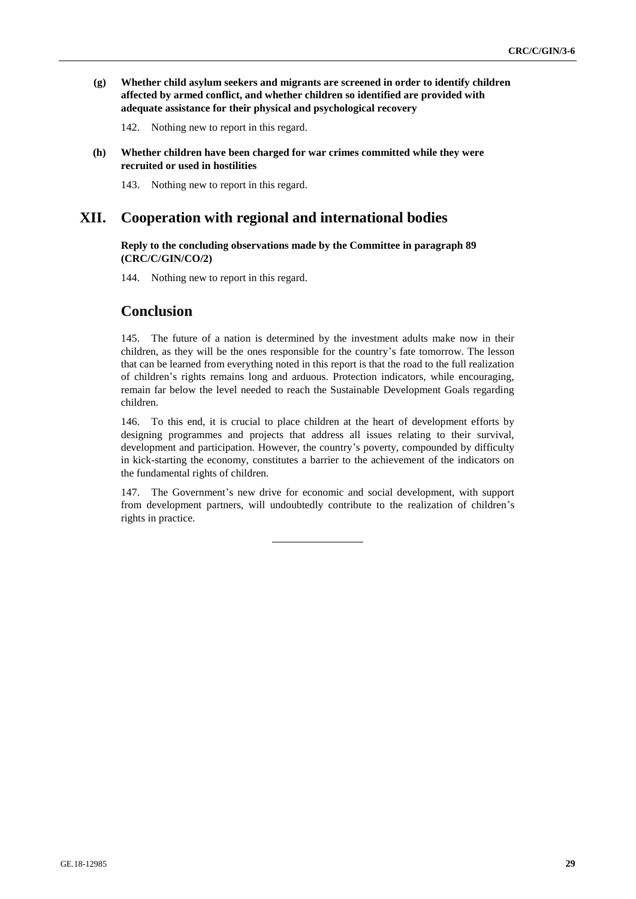**(g) Whether child asylum seekers and migrants are screened in order to identify children affected by armed conflict, and whether children so identified are provided with adequate assistance for their physical and psychological recovery**

142. Nothing new to report in this regard.

**(h) Whether children have been charged for war crimes committed while they were recruited or used in hostilities**

143. Nothing new to report in this regard.

# XII. Cooperation with regional and international bodies

**Reply to the concluding observations made by the Committee in paragraph 89 (CRC/C/GIN/CO/2)**

144. Nothing new to report in this regard.

# Conclusion

145. The future of a nation is determined by the investment adults make now in their children, as they will be the ones responsible for the country's fate tomorrow. The lesson that can be learned from everything noted in this report is that the road to the full realization of children's rights remains long and arduous. Protection indicators, while encouraging, remain far below the level needed to reach the Sustainable Development Goals regarding children.

146. To this end, it is crucial to place children at the heart of development efforts by designing programmes and projects that address all issues relating to their survival, development and participation. However, the country's poverty, compounded by difficulty in kick-starting the economy, constitutes a barrier to the achievement of the indicators on the fundamental rights of children.

147. The Government's new drive for economic and social development, with support from development partners, will undoubtedly contribute to the realization of children's rights in practice.